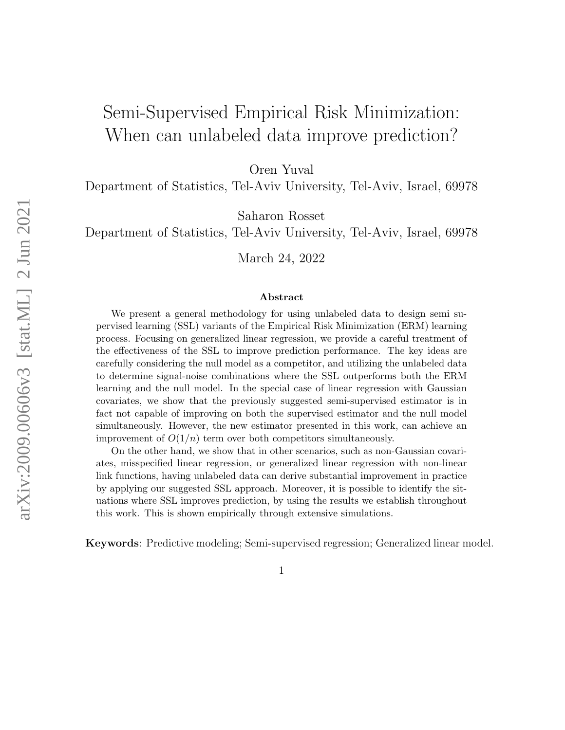# Semi-Supervised Empirical Risk Minimization: When can unlabeled data improve prediction?

Oren Yuval

Department of Statistics, Tel-Aviv University, Tel-Aviv, Israel, 69978

Saharon Rosset

Department of Statistics, Tel-Aviv University, Tel-Aviv, Israel, 69978

March 24, 2022

### Abstract

We present a general methodology for using unlabeled data to design semi supervised learning (SSL) variants of the Empirical Risk Minimization (ERM) learning process. Focusing on generalized linear regression, we provide a careful treatment of the effectiveness of the SSL to improve prediction performance. The key ideas are carefully considering the null model as a competitor, and utilizing the unlabeled data to determine signal-noise combinations where the SSL outperforms both the ERM learning and the null model. In the special case of linear regression with Gaussian covariates, we show that the previously suggested semi-supervised estimator is in fact not capable of improving on both the supervised estimator and the null model simultaneously. However, the new estimator presented in this work, can achieve an improvement of $O(1/n)$ term over both competitors simultaneously.

On the other hand, we show that in other scenarios, such as non-Gaussian covariates, misspecified linear regression, or generalized linear regression with non-linear link functions, having unlabeled data can derive substantial improvement in practice by applying our suggested SSL approach. Moreover, it is possible to identify the situations where SSL improves prediction, by using the results we establish throughout this work. This is shown empirically through extensive simulations.

**Keywords**: Predictive modeling; Semi-supervised regression; Generalized linear model.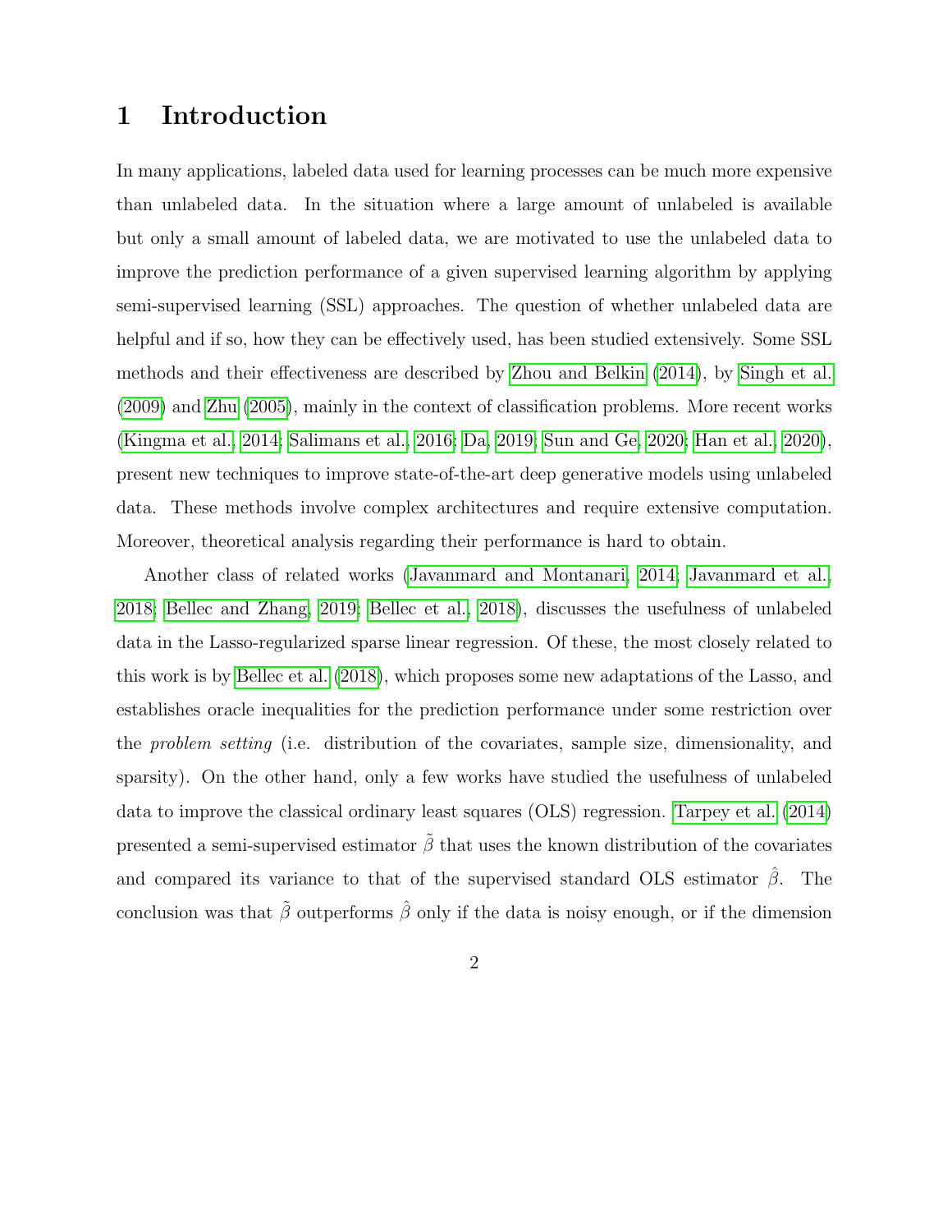# 1 Introduction

In many applications, labeled data used for learning processes can be much more expensive than unlabeled data. In the situation where a large amount of unlabeled is available but only a small amount of labeled data, we are motivated to use the unlabeled data to improve the prediction performance of a given supervised learning algorithm by applying semi-supervised learning (SSL) approaches. The question of whether unlabeled data are helpful and if so, how they can be effectively used, has been studied extensively. Some SSL methods and their effectiveness are described by Zhou and Belkin (2014), by Singh et al. (2009) and Zhu (2005), mainly in the context of classification problems. More recent works (Kingma et al., 2014; Salimans et al., 2016; Da, 2019; Sun and Ge, 2020; Han et al., 2020), present new techniques to improve state-of-the-art deep generative models using unlabeled data. These methods involve complex architectures and require extensive computation. Moreover, theoretical analysis regarding their performance is hard to obtain.

Another class of related works (Javanmard and Montanari, 2014; Javanmard et al., 2018; Bellec and Zhang, 2019; Bellec et al., 2018), discusses the usefulness of unlabeled data in the Lasso-regularized sparse linear regression. Of these, the most closely related to this work is by Bellec et al. (2018), which proposes some new adaptations of the Lasso, and establishes oracle inequalities for the prediction performance under some restriction over the *problem setting* (i.e. distribution of the covariates, sample size, dimensionality, and sparsity). On the other hand, only a few works have studied the usefulness of unlabeled data to improve the classical ordinary least squares (OLS) regression. Tarpey et al. (2014) presented a semi-supervised estimator $\tilde{\beta}$ that uses the known distribution of the covariates and compared its variance to that of the supervised standard OLS estimator $\hat{\beta}$. The conclusion was that $\tilde{\beta}$ outperforms $\hat{\beta}$ only if the data is noisy enough, or if the dimension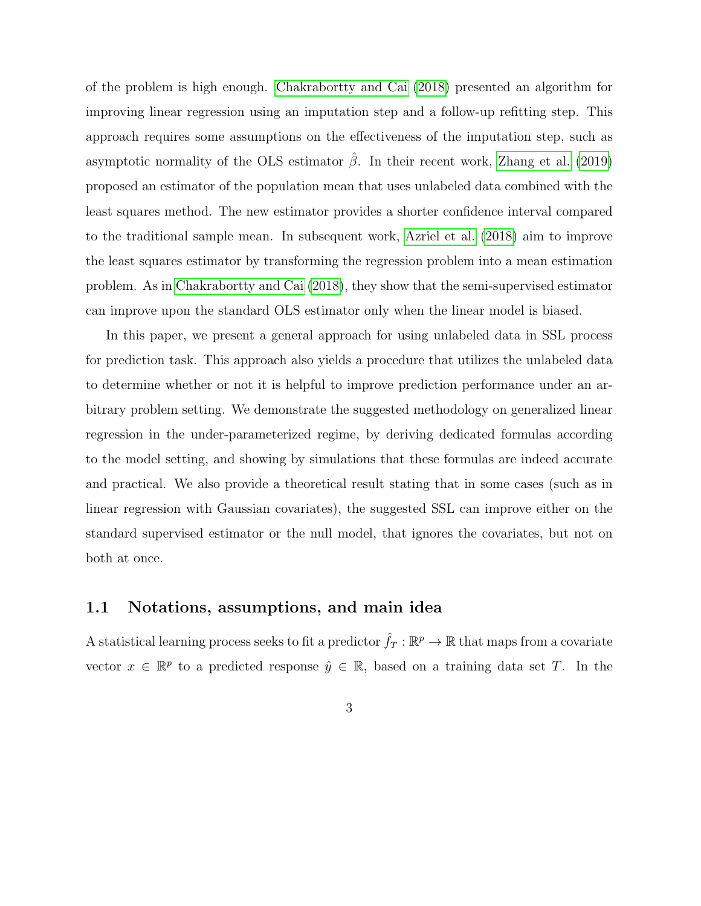of the problem is high enough. Chakrabortty and Cai (2018) presented an algorithm for improving linear regression using an imputation step and a follow-up refitting step. This approach requires some assumptions on the effectiveness of the imputation step, such as asymptotic normality of the OLS estimator $\hat{\beta}$. In their recent work, Zhang et al. (2019) proposed an estimator of the population mean that uses unlabeled data combined with the least squares method. The new estimator provides a shorter confidence interval compared to the traditional sample mean. In subsequent work, Azriel et al. (2018) aim to improve the least squares estimator by transforming the regression problem into a mean estimation problem. As in Chakrabortty and Cai (2018), they show that the semi-supervised estimator can improve upon the standard OLS estimator only when the linear model is biased.

In this paper, we present a general approach for using unlabeled data in SSL process for prediction task. This approach also yields a procedure that utilizes the unlabeled data to determine whether or not it is helpful to improve prediction performance under an arbitrary problem setting. We demonstrate the suggested methodology on generalized linear regression in the under-parameterized regime, by deriving dedicated formulas according to the model setting, and showing by simulations that these formulas are indeed accurate and practical. We also provide a theoretical result stating that in some cases (such as in linear regression with Gaussian covariates), the suggested SSL can improve either on the standard supervised estimator or the null model, that ignores the covariates, but not on both at once.

## 1.1 Notations, assumptions, and main idea

A statistical learning process seeks to fit a predictor $\hat{f}_T : \mathbb{R}^p \to \mathbb{R}$ that maps from a covariate vector $x \in \mathbb{R}^p$ to a predicted response $\hat{y} \in \mathbb{R}$, based on a training data set $T$. In the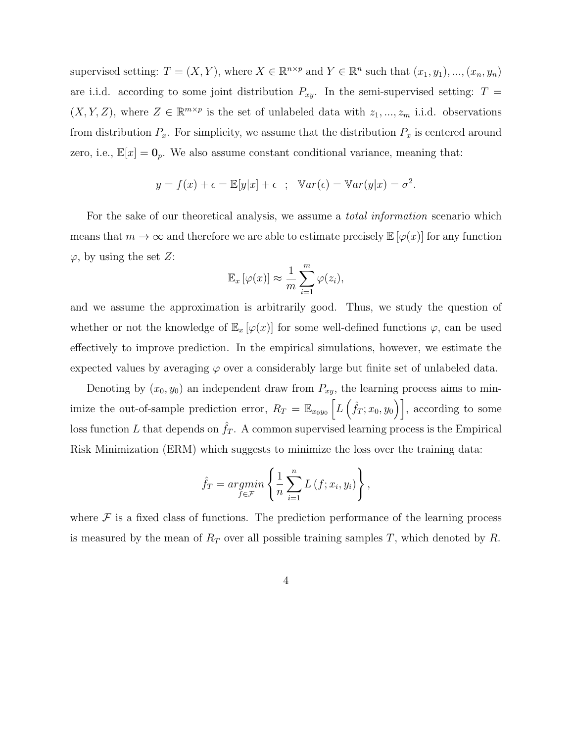supervised setting: $T = (X, Y)$, where $X \in \mathbb{R}^{n \times p}$ and $Y \in \mathbb{R}^n$ such that $(x_1, y_1), ..., (x_n, y_n)$ are i.i.d. according to some joint distribution $P_{xy}$. In the semi-supervised setting: $T = (X, Y, Z)$, where $Z \in \mathbb{R}^{m \times p}$ is the set of unlabeled data with $z_1, ..., z_m$ i.i.d. observations from distribution $P_x$. For simplicity, we assume that the distribution $P_x$ is centered around zero, i.e., $\mathbb{E}[x] = \mathbf{0}_p$. We also assume constant conditional variance, meaning that:

$$y = f(x) + \epsilon = \mathbb{E}[y|x] + \epsilon \quad ; \quad \mathbb{V}ar(\epsilon) = \mathbb{V}ar(y|x) = \sigma^2.$$

For the sake of our theoretical analysis, we assume a *total information* scenario which means that $m \to \infty$ and therefore we are able to estimate precisely $\mathbb{E}[\varphi(x)]$ for any function $\varphi$, by using the set $Z$:

$$\mathbb{E}_x[\varphi(x)] \approx \frac{1}{m} \sum_{i=1}^{m} \varphi(z_i),$$

and we assume the approximation is arbitrarily good. Thus, we study the question of whether or not the knowledge of $\mathbb{E}_x[\varphi(x)]$ for some well-defined functions $\varphi$, can be used effectively to improve prediction. In the empirical simulations, however, we estimate the expected values by averaging $\varphi$ over a considerably large but finite set of unlabeled data.

Denoting by $(x_0, y_0)$ an independent draw from $P_{xy}$, the learning process aims to minimize the out-of-sample prediction error, $R_T = \mathbb{E}_{x_0 y_0}\left[L\left(\hat{f}_T; x_0, y_0\right)\right]$, according to some loss function $L$ that depends on $\hat{f}_T$. A common supervised learning process is the Empirical Risk Minimization (ERM) which suggests to minimize the loss over the training data:

$$\hat{f}_T = \underset{f \in \mathcal{F}}{argmin} \left\{ \frac{1}{n} \sum_{i=1}^{n} L(f; x_i, y_i) \right\},$$

where $\mathcal{F}$ is a fixed class of functions. The prediction performance of the learning process is measured by the mean of $R_T$ over all possible training samples $T$, which denoted by $R$.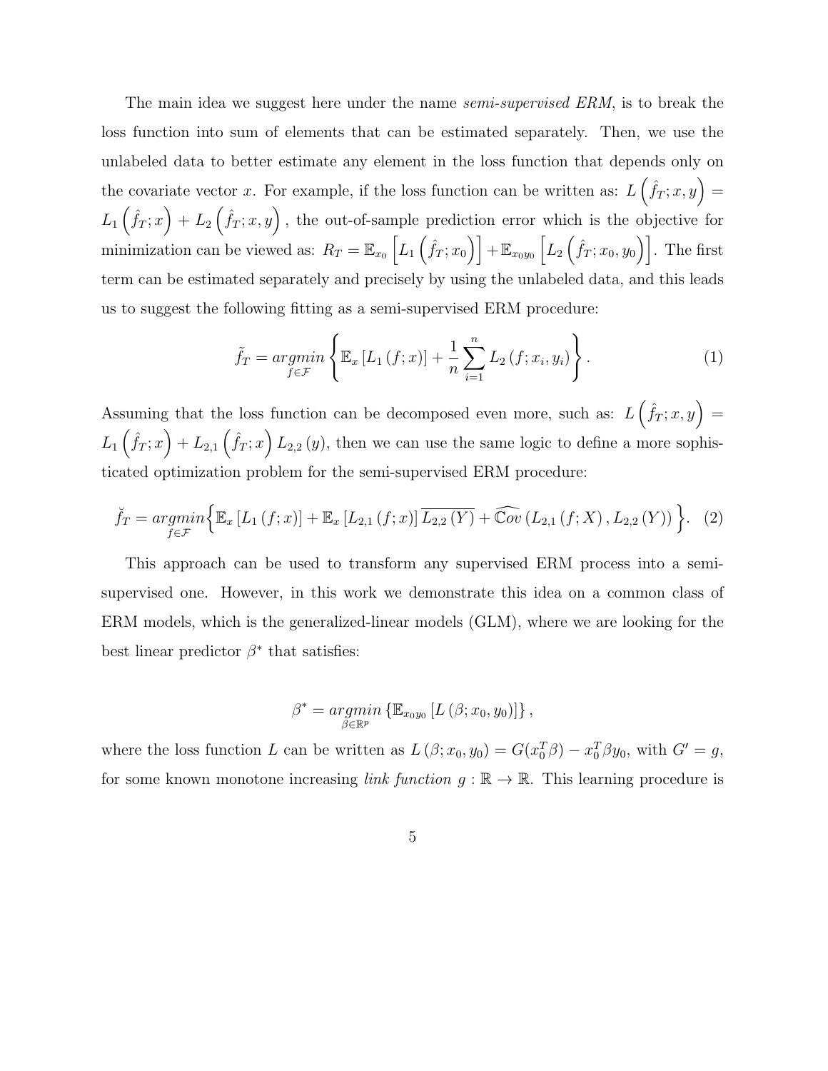The main idea we suggest here under the name *semi-supervised ERM*, is to break the loss function into sum of elements that can be estimated separately. Then, we use the unlabeled data to better estimate any element in the loss function that depends only on the covariate vector $x$. For example, if the loss function can be written as: $L\left(\hat{f}_T; x, y\right) = L_1\left(\hat{f}_T; x\right) + L_2\left(\hat{f}_T; x, y\right)$, the out-of-sample prediction error which is the objective for minimization can be viewed as: $R_T = \mathbb{E}_{x_0}\left[L_1\left(\hat{f}_T; x_0\right)\right] + \mathbb{E}_{x_0 y_0}\left[L_2\left(\hat{f}_T; x_0, y_0\right)\right]$. The first term can be estimated separately and precisely by using the unlabeled data, and this leads us to suggest the following fitting as a semi-supervised ERM procedure:

$$\tilde{f}_T = \underset{f\in\mathcal{F}}{argmin}\left\{\mathbb{E}_x\left[L_1\left(f; x\right)\right] + \frac{1}{n}\sum_{i=1}^{n} L_2\left(f; x_i, y_i\right)\right\}. \tag{1}$$

Assuming that the loss function can be decomposed even more, such as: $L\left(\hat{f}_T; x, y\right) = L_1\left(\hat{f}_T; x\right) + L_{2,1}\left(\hat{f}_T; x\right) L_{2,2}\left(y\right)$, then we can use the same logic to define a more sophisticated optimization problem for the semi-supervised ERM procedure:

$$\breve{f}_T = \underset{f\in\mathcal{F}}{argmin}\Big\{\mathbb{E}_x\left[L_1\left(f; x\right)\right] + \mathbb{E}_x\left[L_{2,1}\left(f; x\right)\right]\overline{L_{2,2}\left(Y\right)} + \widehat{\mathbb{C}ov}\left(L_{2,1}\left(f; X\right), L_{2,2}\left(Y\right)\right)\Big\}. \tag{2}$$

This approach can be used to transform any supervised ERM process into a semi-supervised one. However, in this work we demonstrate this idea on a common class of ERM models, which is the generalized-linear models (GLM), where we are looking for the best linear predictor $\beta^*$ that satisfies:

$$\beta^* = \underset{\beta\in\mathbb{R}^p}{argmin}\left\{\mathbb{E}_{x_0 y_0}\left[L\left(\beta; x_0, y_0\right)\right]\right\},$$

where the loss function $L$ can be written as $L\left(\beta; x_0, y_0\right) = G(x_0^T\beta) - x_0^T\beta y_0$, with $G' = g$, for some known monotone increasing *link function* $g : \mathbb{R} \to \mathbb{R}$. This learning procedure is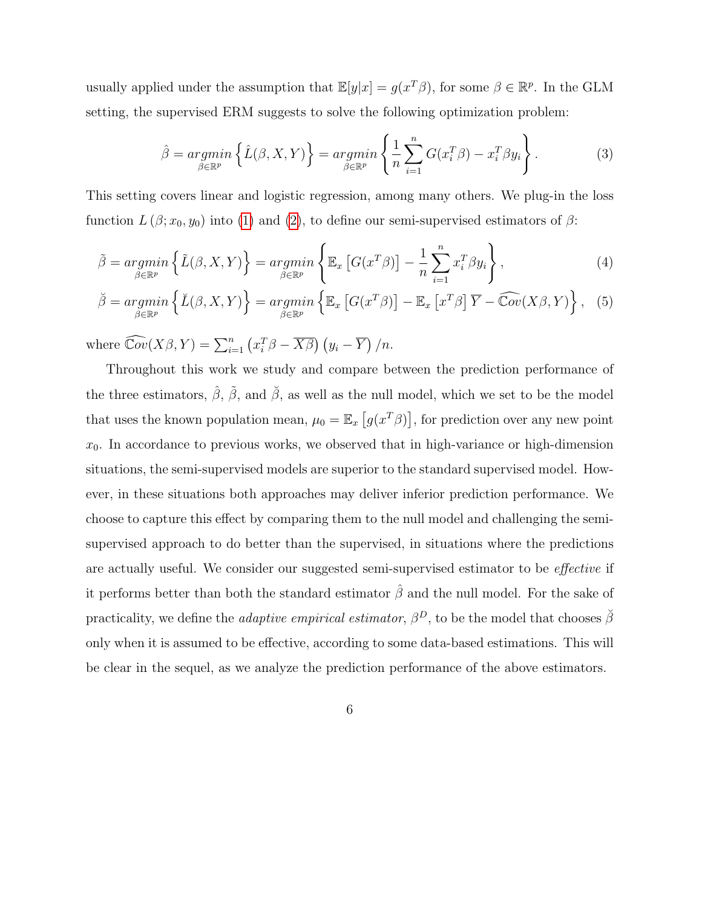usually applied under the assumption that $\mathbb{E}[y|x] = g(x^T\beta)$, for some $\beta \in \mathbb{R}^p$. In the GLM setting, the supervised ERM suggests to solve the following optimization problem:

$$\hat{\beta} = \underset{\beta\in\mathbb{R}^p}{argmin}\left\{\hat{L}(\beta, X, Y)\right\} = \underset{\beta\in\mathbb{R}^p}{argmin}\left\{\frac{1}{n}\sum_{i=1}^{n} G(x_i^T\beta) - x_i^T\beta y_i\right\}. \tag{3}$$

This setting covers linear and logistic regression, among many others. We plug-in the loss function $L(\beta; x_0, y_0)$ into (1) and (2), to define our semi-supervised estimators of $\beta$:

$$\tilde{\beta} = \underset{\beta\in\mathbb{R}^p}{argmin}\left\{\tilde{L}(\beta, X, Y)\right\} = \underset{\beta\in\mathbb{R}^p}{argmin}\left\{\mathbb{E}_x\left[G(x^T\beta)\right] - \frac{1}{n}\sum_{i=1}^{n} x_i^T\beta y_i\right\}, \tag{4}$$

$$\breve{\beta} = \underset{\beta\in\mathbb{R}^p}{argmin}\left\{\breve{L}(\beta, X, Y)\right\} = \underset{\beta\in\mathbb{R}^p}{argmin}\left\{\mathbb{E}_x\left[G(x^T\beta)\right] - \mathbb{E}_x\left[x^T\beta\right]\overline{Y} - \widehat{\mathbb{C}ov}(X\beta, Y)\right\}, \tag{5}$$

where $\widehat{\mathbb{C}ov}(X\beta, Y) = \sum_{i=1}^{n}\left(x_i^T\beta - \overline{X\beta}\right)\left(y_i - \overline{Y}\right)/n$.

Throughout this work we study and compare between the prediction performance of the three estimators, $\hat{\beta}$, $\tilde{\beta}$, and $\breve{\beta}$, as well as the null model, which we set to be the model that uses the known population mean, $\mu_0 = \mathbb{E}_x\left[g(x^T\beta)\right]$, for prediction over any new point $x_0$. In accordance to previous works, we observed that in high-variance or high-dimension situations, the semi-supervised models are superior to the standard supervised model. However, in these situations both approaches may deliver inferior prediction performance. We choose to capture this effect by comparing them to the null model and challenging the semi-supervised approach to do better than the supervised, in situations where the predictions are actually useful. We consider our suggested semi-supervised estimator to be *effective* if it performs better than both the standard estimator $\hat{\beta}$ and the null model. For the sake of practicality, we define the *adaptive empirical estimator*, $\beta^D$, to be the model that chooses $\breve{\beta}$ only when it is assumed to be effective, according to some data-based estimations. This will be clear in the sequel, as we analyze the prediction performance of the above estimators.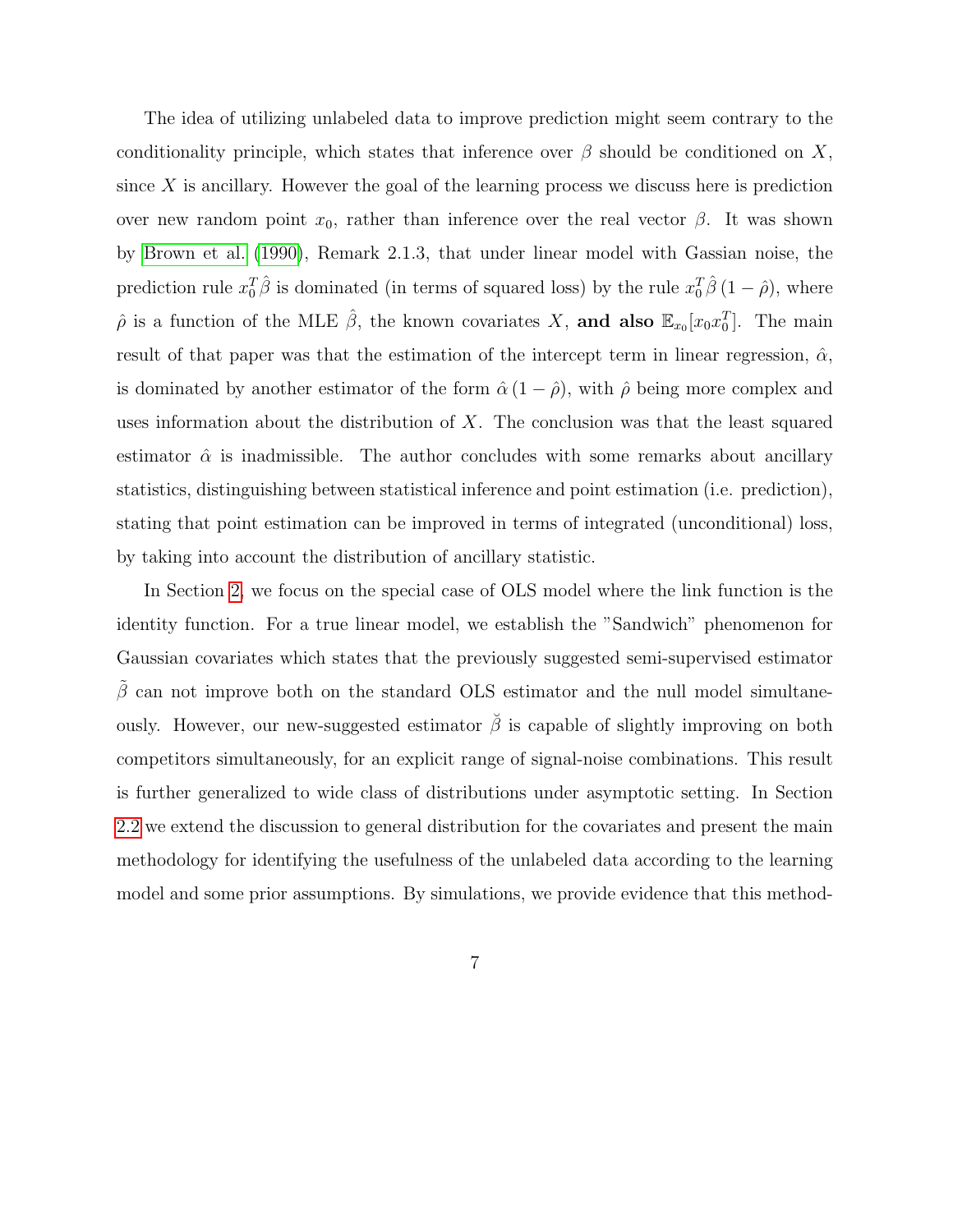The idea of utilizing unlabeled data to improve prediction might seem contrary to the conditionality principle, which states that inference over $\beta$ should be conditioned on $X$, since $X$ is ancillary. However the goal of the learning process we discuss here is prediction over new random point $x_0$, rather than inference over the real vector $\beta$. It was shown by Brown et al. (1990), Remark 2.1.3, that under linear model with Gassian noise, the prediction rule $x_0^T \hat{\beta}$ is dominated (in terms of squared loss) by the rule $x_0^T \hat{\beta}\,(1 - \hat{\rho})$, where $\hat{\rho}$ is a function of the MLE $\hat{\beta}$, the known covariates $X$, **and also** $\mathbb{E}_{x_0}[x_0 x_0^T]$. The main result of that paper was that the estimation of the intercept term in linear regression, $\hat{\alpha}$, is dominated by another estimator of the form $\hat{\alpha}\,(1 - \hat{\rho})$, with $\hat{\rho}$ being more complex and uses information about the distribution of $X$. The conclusion was that the least squared estimator $\hat{\alpha}$ is inadmissible. The author concludes with some remarks about ancillary statistics, distinguishing between statistical inference and point estimation (i.e. prediction), stating that point estimation can be improved in terms of integrated (unconditional) loss, by taking into account the distribution of ancillary statistic.

In Section 2, we focus on the special case of OLS model where the link function is the identity function. For a true linear model, we establish the "Sandwich" phenomenon for Gaussian covariates which states that the previously suggested semi-supervised estimator $\tilde{\beta}$ can not improve both on the standard OLS estimator and the null model simultaneously. However, our new-suggested estimator $\breve{\beta}$ is capable of slightly improving on both competitors simultaneously, for an explicit range of signal-noise combinations. This result is further generalized to wide class of distributions under asymptotic setting. In Section 2.2 we extend the discussion to general distribution for the covariates and present the main methodology for identifying the usefulness of the unlabeled data according to the learning model and some prior assumptions. By simulations, we provide evidence that this method-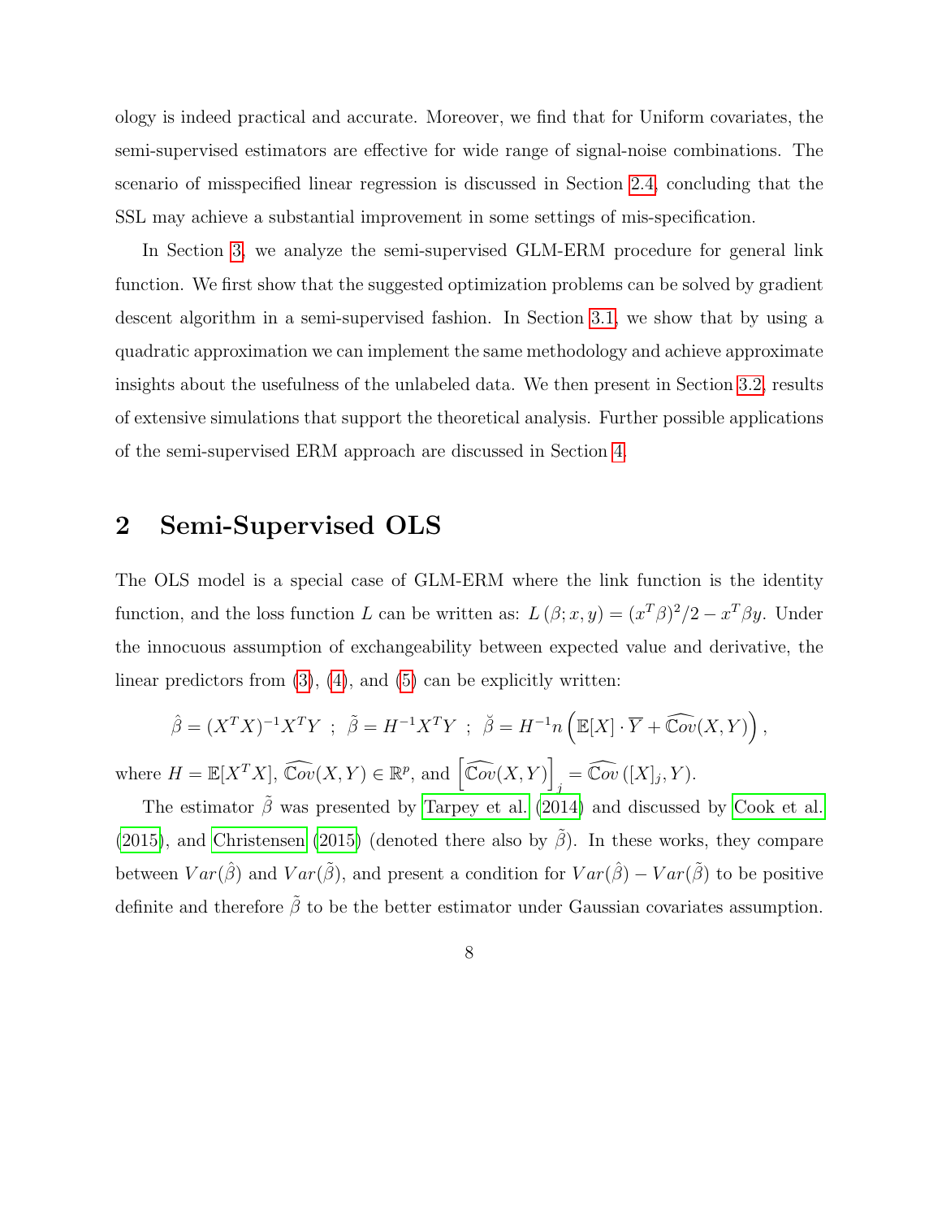ology is indeed practical and accurate. Moreover, we find that for Uniform covariates, the semi-supervised estimators are effective for wide range of signal-noise combinations. The scenario of misspecified linear regression is discussed in Section 2.4, concluding that the SSL may achieve a substantial improvement in some settings of mis-specification.

In Section 3, we analyze the semi-supervised GLM-ERM procedure for general link function. We first show that the suggested optimization problems can be solved by gradient descent algorithm in a semi-supervised fashion. In Section 3.1, we show that by using a quadratic approximation we can implement the same methodology and achieve approximate insights about the usefulness of the unlabeled data. We then present in Section 3.2, results of extensive simulations that support the theoretical analysis. Further possible applications of the semi-supervised ERM approach are discussed in Section 4.

# 2 Semi-Supervised OLS

The OLS model is a special case of GLM-ERM where the link function is the identity function, and the loss function $L$ can be written as: $L(\beta; x, y) = (x^T\beta)^2/2 - x^T\beta y$. Under the innocuous assumption of exchangeability between expected value and derivative, the linear predictors from (3), (4), and (5) can be explicitly written:

$$\hat{\beta} = (X^TX)^{-1}X^TY \ ; \ \tilde{\beta} = H^{-1}X^TY \ ; \ \breve{\beta} = H^{-1}n\left(\mathbb{E}[X]\cdot\overline{Y} + \widehat{\mathbb{C}ov}(X,Y)\right),$$

where $H = \mathbb{E}[X^TX]$, $\widehat{\mathbb{C}ov}(X,Y) \in \mathbb{R}^p$, and $\left[\widehat{\mathbb{C}ov}(X,Y)\right]_j = \widehat{\mathbb{C}ov}\left([X]_j, Y\right)$.

The estimator $\tilde{\beta}$ was presented by Tarpey et al. (2014) and discussed by Cook et al. (2015), and Christensen (2015) (denoted there also by $\tilde{\beta}$). In these works, they compare between $Var(\hat{\beta})$ and $Var(\tilde{\beta})$, and present a condition for $Var(\hat{\beta}) - Var(\tilde{\beta})$ to be positive definite and therefore $\tilde{\beta}$ to be the better estimator under Gaussian covariates assumption.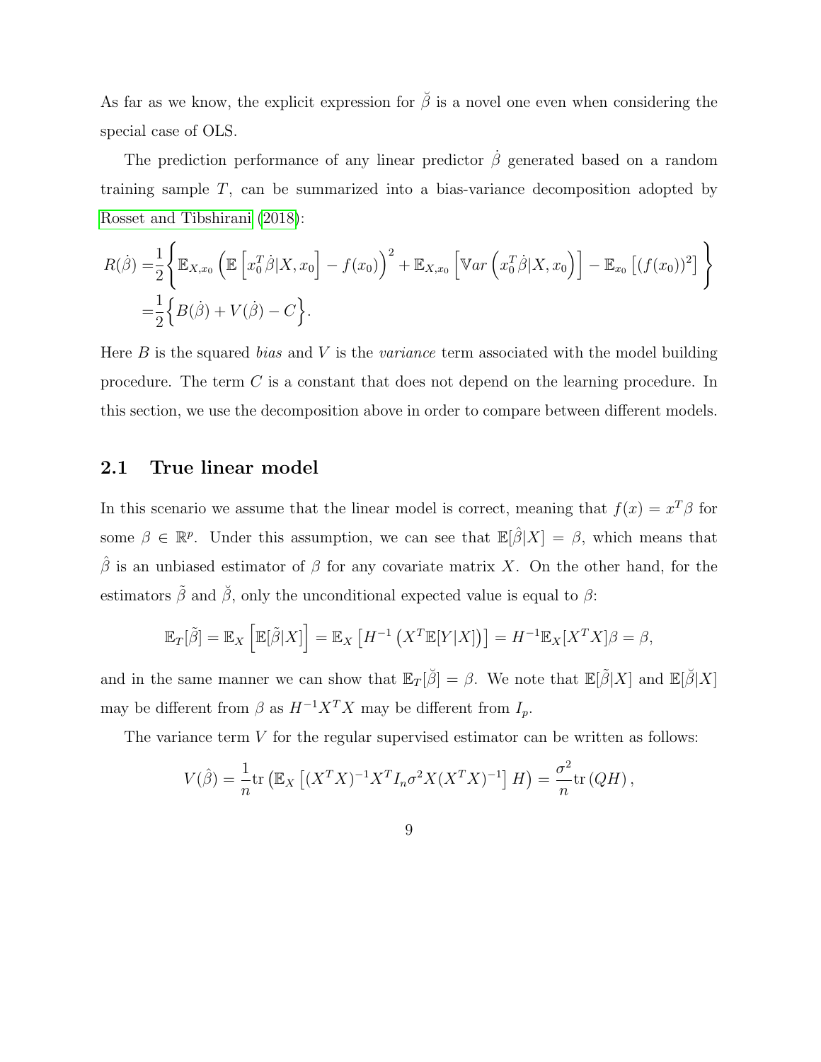As far as we know, the explicit expression for $\breve{\beta}$ is a novel one even when considering the special case of OLS.

The prediction performance of any linear predictor $\dot{\beta}$ generated based on a random training sample $T$, can be summarized into a bias-variance decomposition adopted by Rosset and Tibshirani (2018):

$$
\begin{aligned}
R(\dot{\beta}) =& \frac{1}{2}\Bigg\{\mathbb{E}_{X,x_0}\left(\mathbb{E}\left[x_0^T\dot{\beta}|X,x_0\right]-f(x_0)\right)^2+\mathbb{E}_{X,x_0}\left[\mathbb{V}ar\left(x_0^T\dot{\beta}|X,x_0\right)\right]-\mathbb{E}_{x_0}\left[(f(x_0))^2\right]\Bigg\} \\
=& \frac{1}{2}\Big\{B(\dot{\beta})+V(\dot{\beta})-C\Big\}.
\end{aligned}
$$

Here $B$ is the squared *bias* and $V$ is the *variance* term associated with the model building procedure. The term $C$ is a constant that does not depend on the learning procedure. In this section, we use the decomposition above in order to compare between different models.

## 2.1 True linear model

In this scenario we assume that the linear model is correct, meaning that $f(x) = x^T\beta$ for some $\beta \in \mathbb{R}^p$. Under this assumption, we can see that $\mathbb{E}[\hat{\beta}|X] = \beta$, which means that $\hat{\beta}$ is an unbiased estimator of $\beta$ for any covariate matrix $X$. On the other hand, for the estimators $\tilde{\beta}$ and $\breve{\beta}$, only the unconditional expected value is equal to $\beta$:

$$
\mathbb{E}_T[\tilde{\beta}] = \mathbb{E}_X\left[\mathbb{E}[\tilde{\beta}|X]\right] = \mathbb{E}_X\left[H^{-1}\left(X^T\mathbb{E}[Y|X]\right)\right] = H^{-1}\mathbb{E}_X[X^TX]\beta = \beta,
$$

and in the same manner we can show that $\mathbb{E}_T[\breve{\beta}] = \beta$. We note that $\mathbb{E}[\tilde{\beta}|X]$ and $\mathbb{E}[\breve{\beta}|X]$ may be different from $\beta$ as $H^{-1}X^TX$ may be different from $I_p$.

The variance term $V$ for the regular supervised estimator can be written as follows:

$$
V(\hat{\beta}) = \frac{1}{n}\text{tr}\left(\mathbb{E}_X\left[(X^TX)^{-1}X^TI_n\sigma^2X(X^TX)^{-1}\right]H\right) = \frac{\sigma^2}{n}\text{tr}\left(QH\right),
$$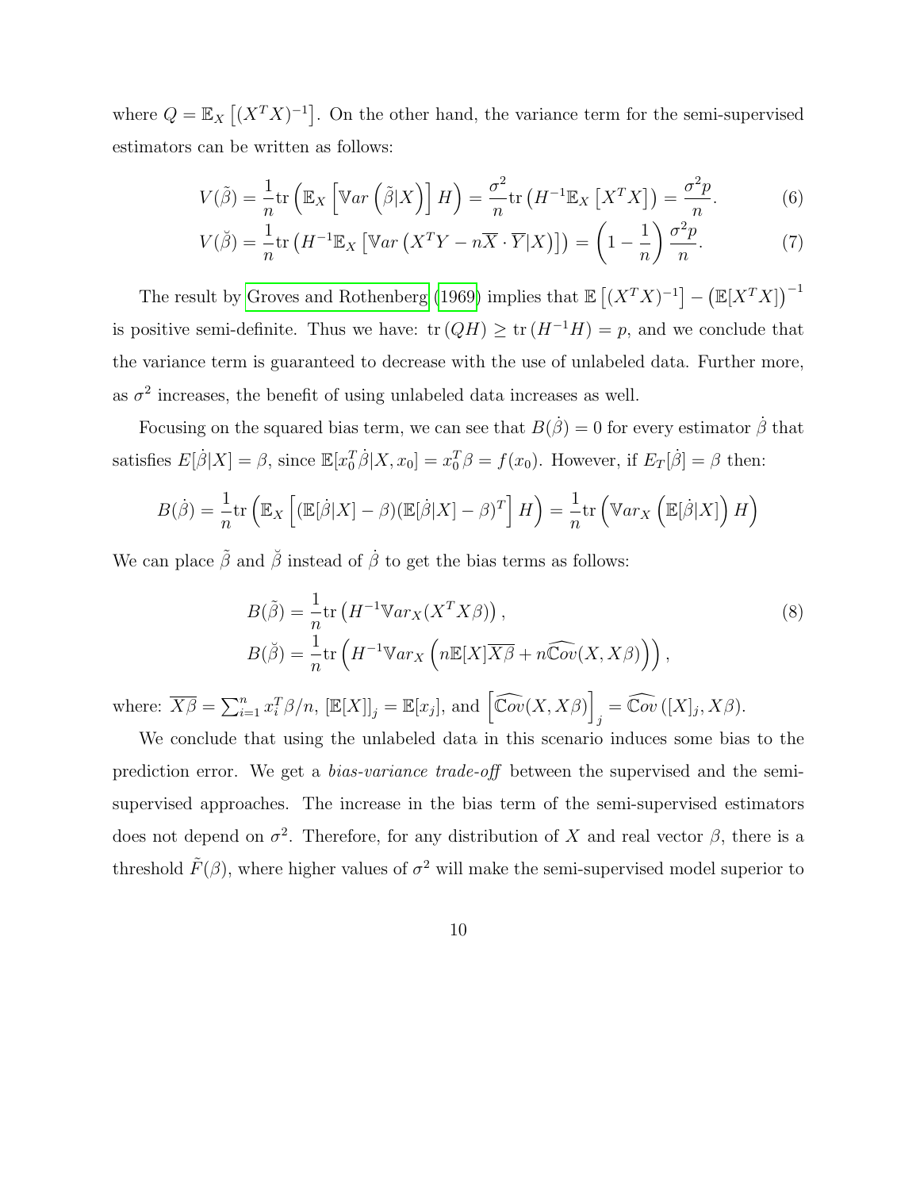where $Q = \mathbb{E}_X\left[(X^TX)^{-1}\right]$. On the other hand, the variance term for the semi-supervised estimators can be written as follows:

$$V(\tilde{\beta}) = \frac{1}{n}\text{tr}\left(\mathbb{E}_X\left[\mathbb{V}ar\left(\tilde{\beta}|X\right)\right]H\right) = \frac{\sigma^2}{n}\text{tr}\left(H^{-1}\mathbb{E}_X\left[X^TX\right]\right) = \frac{\sigma^2 p}{n}. \tag{6}$$

$$V(\breve{\beta}) = \frac{1}{n}\text{tr}\left(H^{-1}\mathbb{E}_X\left[\mathbb{V}ar\left(X^TY - n\overline{X}\cdot\overline{Y}|X\right)\right]\right) = \left(1-\frac{1}{n}\right)\frac{\sigma^2 p}{n}. \tag{7}$$

The result by Groves and Rothenberg (1969) implies that $\mathbb{E}\left[(X^TX)^{-1}\right] - \left(\mathbb{E}[X^TX]\right)^{-1}$ is positive semi-definite. Thus we have: $\text{tr}\left(QH\right) \geq \text{tr}\left(H^{-1}H\right) = p$, and we conclude that the variance term is guaranteed to decrease with the use of unlabeled data. Further more, as $\sigma^2$ increases, the benefit of using unlabeled data increases as well.

Focusing on the squared bias term, we can see that $B(\dot{\beta}) = 0$ for every estimator $\dot{\beta}$ that satisfies $E[\dot{\beta}|X] = \beta$, since $\mathbb{E}[x_0^T\dot{\beta}|X, x_0] = x_0^T\beta = f(x_0)$. However, if $E_T[\dot{\beta}] = \beta$ then:

$$B(\dot{\beta}) = \frac{1}{n}\text{tr}\left(\mathbb{E}_X\left[(\mathbb{E}[\dot{\beta}|X]-\beta)(\mathbb{E}[\dot{\beta}|X]-\beta)^T\right]H\right) = \frac{1}{n}\text{tr}\left(\mathbb{V}ar_X\left(\mathbb{E}[\dot{\beta}|X]\right)H\right)$$

We can place $\tilde{\beta}$ and $\breve{\beta}$ instead of $\dot{\beta}$ to get the bias terms as follows:

$$\begin{aligned} B(\tilde{\beta}) &= \frac{1}{n}\text{tr}\left(H^{-1}\mathbb{V}ar_X(X^TX\beta)\right), \\ B(\breve{\beta}) &= \frac{1}{n}\text{tr}\left(H^{-1}\mathbb{V}ar_X\left(n\mathbb{E}[X]\overline{X\beta} + n\widehat{\mathbb{C}ov}(X, X\beta)\right)\right), \end{aligned} \tag{8}$$

where: $\overline{X\beta} = \sum_{i=1}^n x_i^T\beta/n$, $[\mathbb{E}[X]]_j = \mathbb{E}[x_j]$, and $\left[\widehat{\mathbb{C}ov}(X, X\beta)\right]_j = \widehat{\mathbb{C}ov}\left([X]_j, X\beta\right)$.

We conclude that using the unlabeled data in this scenario induces some bias to the prediction error. We get a *bias-variance trade-off* between the supervised and the semi-supervised approaches. The increase in the bias term of the semi-supervised estimators does not depend on $\sigma^2$. Therefore, for any distribution of $X$ and real vector $\beta$, there is a threshold $\tilde{F}(\beta)$, where higher values of $\sigma^2$ will make the semi-supervised model superior to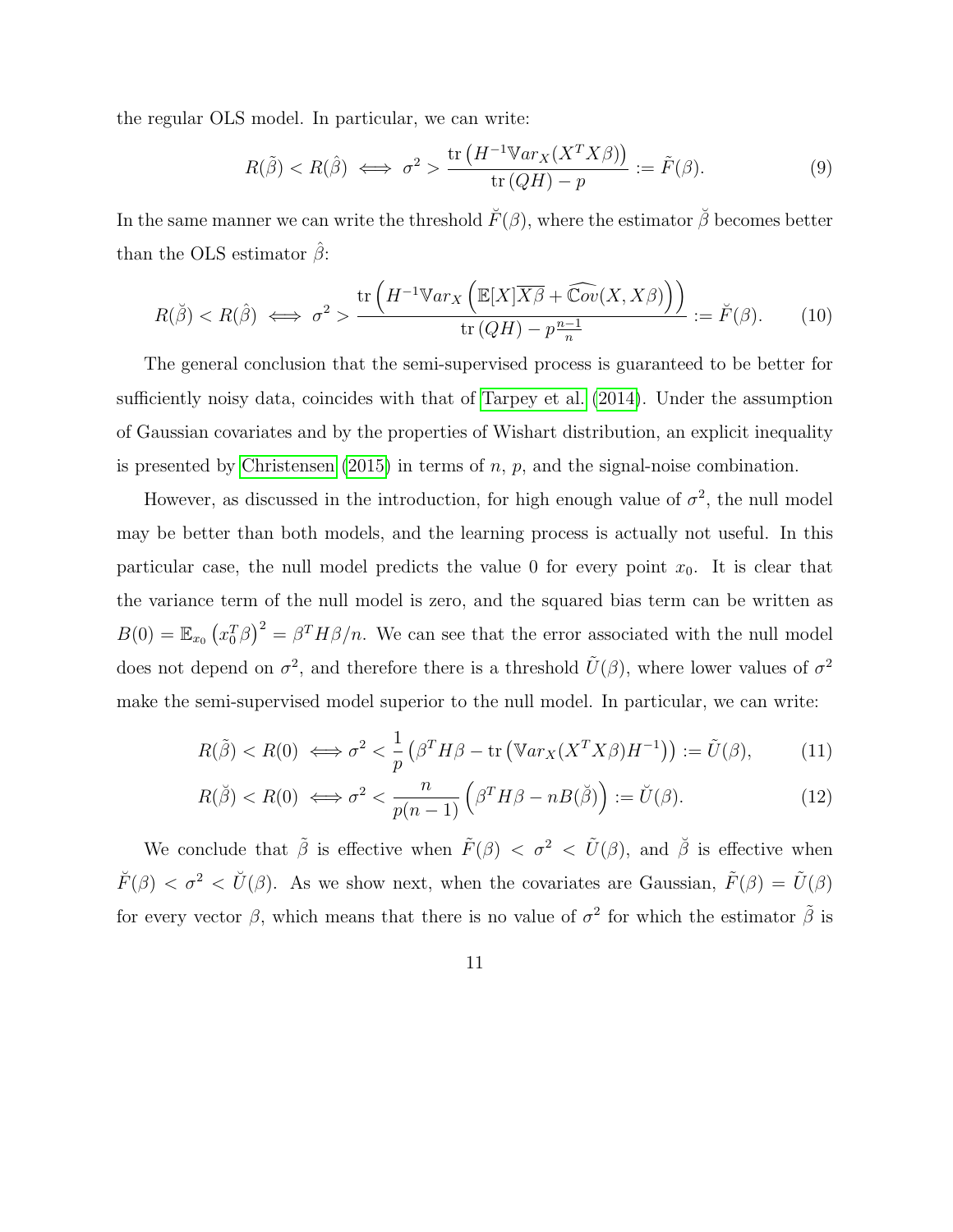the regular OLS model. In particular, we can write:

$$R(\tilde{\beta}) < R(\hat{\beta}) \iff \sigma^2 > \frac{\operatorname{tr}\left(H^{-1}\mathbb{V}ar_X(X^TX\beta)\right)}{\operatorname{tr}(QH) - p} := \tilde{F}(\beta). \tag{9}$$

In the same manner we can write the threshold $\breve{F}(\beta)$, where the estimator $\breve{\beta}$ becomes better than the OLS estimator $\hat{\beta}$:

$$R(\breve{\beta}) < R(\hat{\beta}) \iff \sigma^2 > \frac{\operatorname{tr}\left(H^{-1}\mathbb{V}ar_X\left(\mathbb{E}[X]\overline{X\beta} + \widehat{\mathbb{C}ov}(X, X\beta)\right)\right)}{\operatorname{tr}(QH) - p\frac{n-1}{n}} := \breve{F}(\beta). \tag{10}$$

The general conclusion that the semi-supervised process is guaranteed to be better for sufficiently noisy data, coincides with that of Tarpey et al. (2014). Under the assumption of Gaussian covariates and by the properties of Wishart distribution, an explicit inequality is presented by Christensen (2015) in terms of $n$, $p$, and the signal-noise combination.

However, as discussed in the introduction, for high enough value of $\sigma^2$, the null model may be better than both models, and the learning process is actually not useful. In this particular case, the null model predicts the value 0 for every point $x_0$. It is clear that the variance term of the null model is zero, and the squared bias term can be written as $B(0) = \mathbb{E}_{x_0}\left(x_0^T\beta\right)^2 = \beta^T H\beta/n$. We can see that the error associated with the null model does not depend on $\sigma^2$, and therefore there is a threshold $\tilde{U}(\beta)$, where lower values of $\sigma^2$ make the semi-supervised model superior to the null model. In particular, we can write:

$$R(\tilde{\beta}) < R(0) \iff \sigma^2 < \frac{1}{p}\left(\beta^T H\beta - \operatorname{tr}\left(\mathbb{V}ar_X(X^TX\beta)H^{-1}\right)\right) := \tilde{U}(\beta), \tag{11}$$

$$R(\breve{\beta}) < R(0) \iff \sigma^2 < \frac{n}{p(n-1)}\left(\beta^T H\beta - nB(\breve{\beta})\right) := \breve{U}(\beta). \tag{12}$$

We conclude that $\tilde{\beta}$ is effective when $\tilde{F}(\beta) < \sigma^2 < \tilde{U}(\beta)$, and $\breve{\beta}$ is effective when $\breve{F}(\beta) < \sigma^2 < \breve{U}(\beta)$. As we show next, when the covariates are Gaussian, $\tilde{F}(\beta) = \tilde{U}(\beta)$ for every vector $\beta$, which means that there is no value of $\sigma^2$ for which the estimator $\tilde{\beta}$ is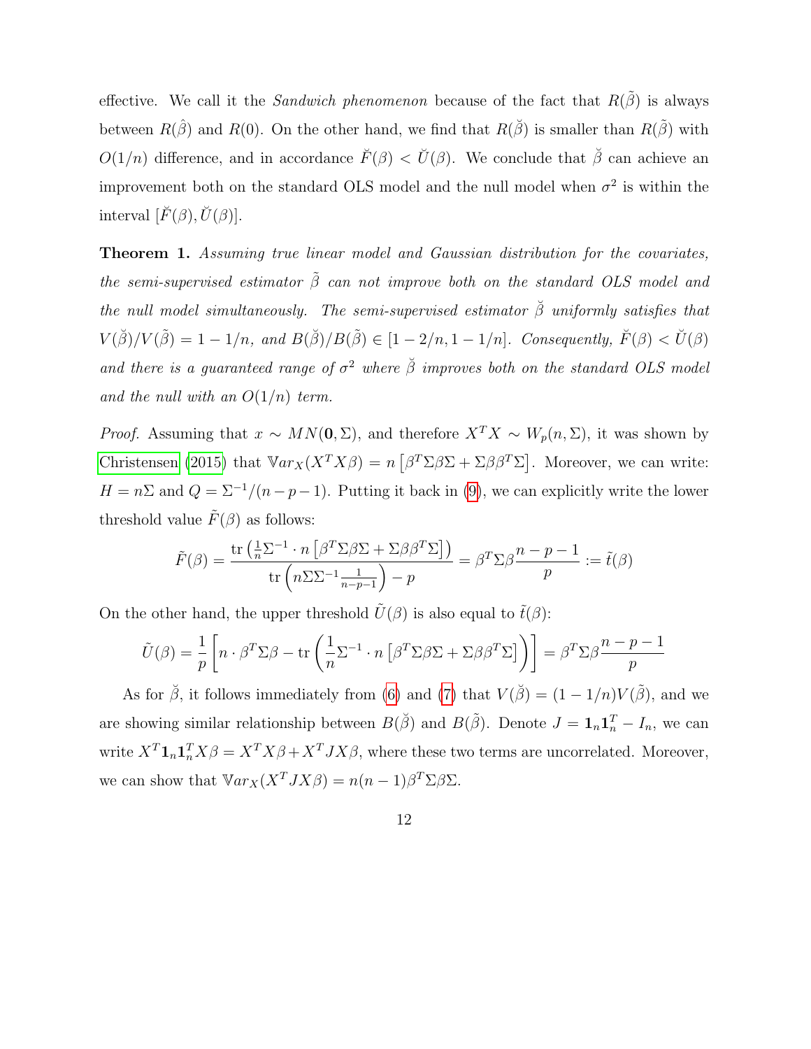effective. We call it the *Sandwich phenomenon* because of the fact that $R(\tilde{\beta})$ is always between $R(\hat{\beta})$ and $R(0)$. On the other hand, we find that $R(\breve{\beta})$ is smaller than $R(\tilde{\beta})$ with $O(1/n)$ difference, and in accordance $\breve{F}(\beta) < \breve{U}(\beta)$. We conclude that $\breve{\beta}$ can achieve an improvement both on the standard OLS model and the null model when $\sigma^2$ is within the interval $[\breve{F}(\beta), \breve{U}(\beta)]$.

**Theorem 1.** *Assuming true linear model and Gaussian distribution for the covariates, the semi-supervised estimator $\tilde{\beta}$ can not improve both on the standard OLS model and the null model simultaneously. The semi-supervised estimator $\breve{\beta}$ uniformly satisfies that $V(\breve{\beta})/V(\tilde{\beta}) = 1 - 1/n$, and $B(\breve{\beta})/B(\tilde{\beta}) \in [1 - 2/n, 1 - 1/n]$. Consequently, $\breve{F}(\beta) < \breve{U}(\beta)$ and there is a guaranteed range of $\sigma^2$ where $\breve{\beta}$ improves both on the standard OLS model and the null with an $O(1/n)$ term.*

*Proof.* Assuming that $x \sim MN(\mathbf{0}, \Sigma)$, and therefore $X^T X \sim W_p(n, \Sigma)$, it was shown by Christensen (2015) that $\mathbb{V}ar_X(X^T X \beta) = n\left[\beta^T \Sigma \beta \Sigma + \Sigma \beta \beta^T \Sigma\right]$. Moreover, we can write: $H = n\Sigma$ and $Q = \Sigma^{-1}/(n-p-1)$. Putting it back in (9), we can explicitly write the lower threshold value $\tilde{F}(\beta)$ as follows:

$$\tilde{F}(\beta) = \frac{\operatorname{tr}\left(\frac{1}{n}\Sigma^{-1} \cdot n\left[\beta^T \Sigma \beta \Sigma + \Sigma \beta \beta^T \Sigma\right]\right)}{\operatorname{tr}\left(n\Sigma\Sigma^{-1}\frac{1}{n-p-1}\right) - p} = \beta^T \Sigma \beta \frac{n-p-1}{p} := \tilde{t}(\beta)$$

On the other hand, the upper threshold $\tilde{U}(\beta)$ is also equal to $\tilde{t}(\beta)$:

$$\tilde{U}(\beta) = \frac{1}{p}\left[n \cdot \beta^T \Sigma \beta - \operatorname{tr}\left(\frac{1}{n}\Sigma^{-1} \cdot n\left[\beta^T \Sigma \beta \Sigma + \Sigma \beta \beta^T \Sigma\right]\right)\right] = \beta^T \Sigma \beta \frac{n-p-1}{p}$$

As for $\breve{\beta}$, it follows immediately from (6) and (7) that $V(\breve{\beta}) = (1 - 1/n)V(\tilde{\beta})$, and we are showing similar relationship between $B(\breve{\beta})$ and $B(\tilde{\beta})$. Denote $J = \mathbf{1}_n \mathbf{1}_n^T - I_n$, we can write $X^T \mathbf{1}_n \mathbf{1}_n^T X \beta = X^T X \beta + X^T J X \beta$, where these two terms are uncorrelated. Moreover, we can show that $\mathbb{V}ar_X(X^T J X \beta) = n(n-1)\beta^T \Sigma \beta \Sigma$.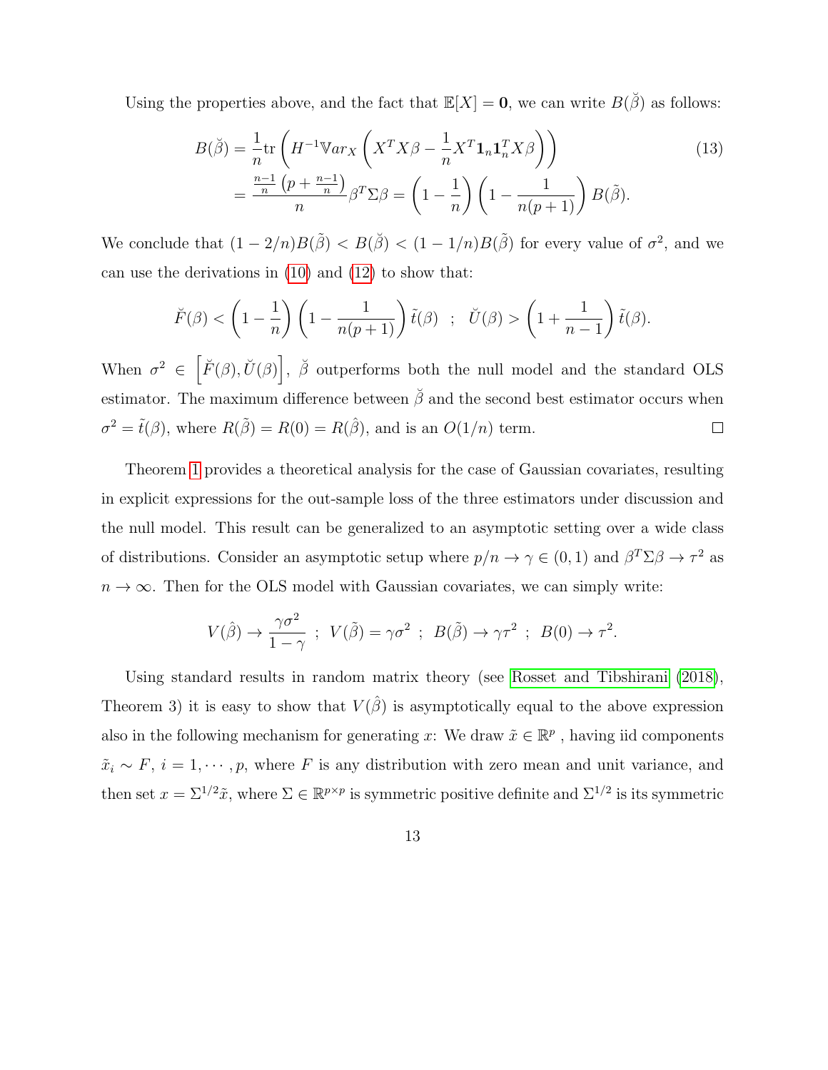Using the properties above, and the fact that $\mathbb{E}[X] = \mathbf{0}$, we can write $B(\breve{\beta})$ as follows:

$$
\begin{aligned}
B(\breve{\beta}) &= \frac{1}{n}\mathrm{tr}\left(H^{-1}\mathbb{V}ar_X\left(X^TX\beta - \frac{1}{n}X^T\mathbf{1}_n\mathbf{1}_n^TX\beta\right)\right) \\
&= \frac{\frac{n-1}{n}\left(p + \frac{n-1}{n}\right)}{n}\beta^T\Sigma\beta = \left(1 - \frac{1}{n}\right)\left(1 - \frac{1}{n(p+1)}\right)B(\tilde{\beta}).
\end{aligned}
\tag{13}
$$

We conclude that $(1 - 2/n)B(\tilde{\beta}) < B(\breve{\beta}) < (1 - 1/n)B(\tilde{\beta})$ for every value of $\sigma^2$, and we can use the derivations in (10) and (12) to show that:

$$
\breve{F}(\beta) < \left(1 - \frac{1}{n}\right)\left(1 - \frac{1}{n(p+1)}\right)\tilde{t}(\beta) \quad ; \quad \breve{U}(\beta) > \left(1 + \frac{1}{n-1}\right)\tilde{t}(\beta).
$$

When $\sigma^2 \in \left[\breve{F}(\beta), \breve{U}(\beta)\right]$, $\breve{\beta}$ outperforms both the null model and the standard OLS estimator. The maximum difference between $\breve{\beta}$ and the second best estimator occurs when $\sigma^2 = \tilde{t}(\beta)$, where $R(\tilde{\beta}) = R(0) = R(\hat{\beta})$, and is an $O(1/n)$ term. $\square$

Theorem 1 provides a theoretical analysis for the case of Gaussian covariates, resulting in explicit expressions for the out-sample loss of the three estimators under discussion and the null model. This result can be generalized to an asymptotic setting over a wide class of distributions. Consider an asymptotic setup where $p/n \to \gamma \in (0, 1)$ and $\beta^T\Sigma\beta \to \tau^2$ as $n \to \infty$. Then for the OLS model with Gaussian covariates, we can simply write:

$$
V(\hat{\beta}) \to \frac{\gamma\sigma^2}{1-\gamma} \;\; ; \;\; V(\tilde{\beta}) = \gamma\sigma^2 \;\; ; \;\; B(\tilde{\beta}) \to \gamma\tau^2 \;\; ; \;\; B(0) \to \tau^2.
$$

Using standard results in random matrix theory (see Rosset and Tibshirani (2018), Theorem 3) it is easy to show that $V(\hat{\beta})$ is asymptotically equal to the above expression also in the following mechanism for generating $x$: We draw $\tilde{x} \in \mathbb{R}^p$ , having iid components $\tilde{x}_i \sim F$, $i = 1, \cdots, p$, where $F$ is any distribution with zero mean and unit variance, and then set $x = \Sigma^{1/2}\tilde{x}$, where $\Sigma \in \mathbb{R}^{p\times p}$ is symmetric positive definite and $\Sigma^{1/2}$ is its symmetric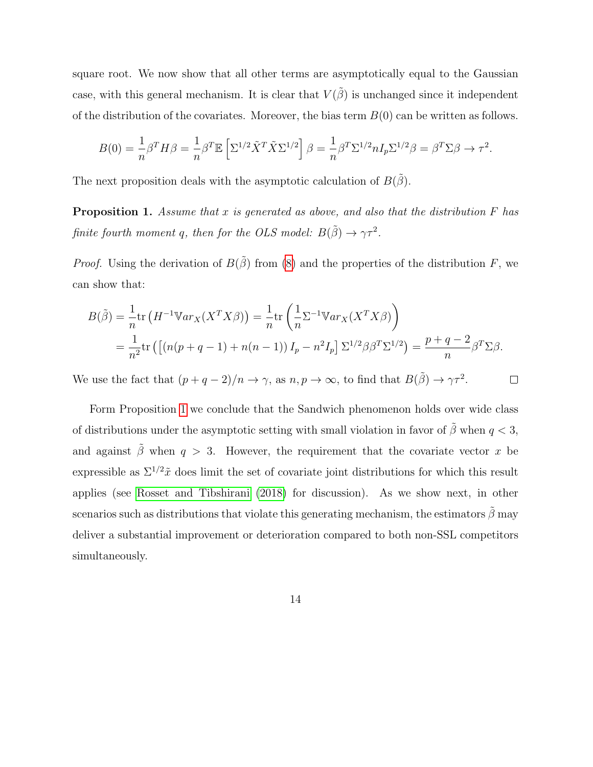square root. We now show that all other terms are asymptotically equal to the Gaussian case, with this general mechanism. It is clear that $V(\tilde{\beta})$ is unchanged since it independent of the distribution of the covariates. Moreover, the bias term $B(0)$ can be written as follows.

$$B(0) = \frac{1}{n}\beta^T H \beta = \frac{1}{n}\beta^T \mathbb{E}\left[\Sigma^{1/2}\tilde{X}^T\tilde{X}\Sigma^{1/2}\right]\beta = \frac{1}{n}\beta^T\Sigma^{1/2}nI_p\Sigma^{1/2}\beta = \beta^T\Sigma\beta \to \tau^2.$$

The next proposition deals with the asymptotic calculation of $B(\tilde{\beta})$.

**Proposition 1.** *Assume that $x$ is generated as above, and also that the distribution $F$ has finite fourth moment $q$, then for the OLS model: $B(\tilde{\beta}) \to \gamma\tau^2$.*

*Proof.* Using the derivation of $B(\tilde{\beta})$ from (8) and the properties of the distribution $F$, we can show that:

$$\begin{aligned}
B(\tilde{\beta}) &= \frac{1}{n}\mathrm{tr}\left(H^{-1}\mathbb{V}ar_X(X^TX\beta)\right) = \frac{1}{n}\mathrm{tr}\left(\frac{1}{n}\Sigma^{-1}\mathbb{V}ar_X(X^TX\beta)\right) \\
&= \frac{1}{n^2}\mathrm{tr}\left(\left[(n(p+q-1)+n(n-1))\,I_p - n^2 I_p\right]\Sigma^{1/2}\beta\beta^T\Sigma^{1/2}\right) = \frac{p+q-2}{n}\beta^T\Sigma\beta.
\end{aligned}$$

We use the fact that $(p+q-2)/n \to \gamma$, as $n, p \to \infty$, to find that $B(\tilde{\beta}) \to \gamma\tau^2$. $\square$

Form Proposition 1 we conclude that the Sandwich phenomenon holds over wide class of distributions under the asymptotic setting with small violation in favor of $\tilde{\beta}$ when $q < 3$, and against $\tilde{\beta}$ when $q > 3$. However, the requirement that the covariate vector $x$ be expressible as $\Sigma^{1/2}\tilde{x}$ does limit the set of covariate joint distributions for which this result applies (see Rosset and Tibshirani (2018) for discussion). As we show next, in other scenarios such as distributions that violate this generating mechanism, the estimators $\tilde{\beta}$ may deliver a substantial improvement or deterioration compared to both non-SSL competitors simultaneously.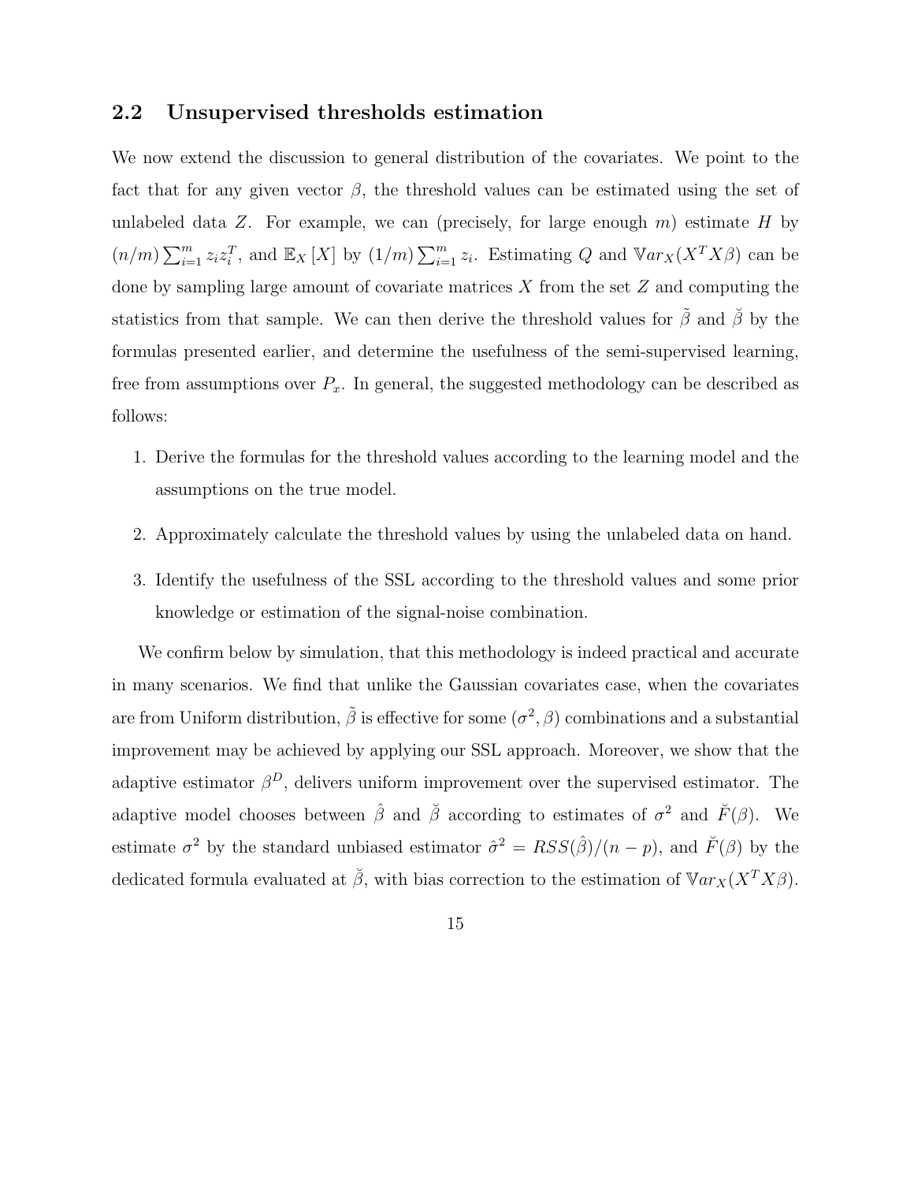## 2.2 Unsupervised thresholds estimation

We now extend the discussion to general distribution of the covariates. We point to the fact that for any given vector $\beta$, the threshold values can be estimated using the set of unlabeled data $Z$. For example, we can (precisely, for large enough $m$) estimate $H$ by $(n/m)\sum_{i=1}^{m} z_i z_i^T$, and $\mathbb{E}_X[X]$ by $(1/m)\sum_{i=1}^{m} z_i$. Estimating $Q$ and $\mathbb{V}ar_X(X^T X\beta)$ can be done by sampling large amount of covariate matrices $X$ from the set $Z$ and computing the statistics from that sample. We can then derive the threshold values for $\tilde{\beta}$ and $\breve{\beta}$ by the formulas presented earlier, and determine the usefulness of the semi-supervised learning, free from assumptions over $P_x$. In general, the suggested methodology can be described as follows:

1. Derive the formulas for the threshold values according to the learning model and the assumptions on the true model.
2. Approximately calculate the threshold values by using the unlabeled data on hand.
3. Identify the usefulness of the SSL according to the threshold values and some prior knowledge or estimation of the signal-noise combination.

We confirm below by simulation, that this methodology is indeed practical and accurate in many scenarios. We find that unlike the Gaussian covariates case, when the covariates are from Uniform distribution, $\tilde{\beta}$ is effective for some $(\sigma^2, \beta)$ combinations and a substantial improvement may be achieved by applying our SSL approach. Moreover, we show that the adaptive estimator $\beta^D$, delivers uniform improvement over the supervised estimator. The adaptive model chooses between $\hat{\beta}$ and $\breve{\beta}$ according to estimates of $\sigma^2$ and $\breve{F}(\beta)$. We estimate $\sigma^2$ by the standard unbiased estimator $\hat{\sigma}^2 = RSS(\hat{\beta})/(n-p)$, and $\breve{F}(\beta)$ by the dedicated formula evaluated at $\breve{\beta}$, with bias correction to the estimation of $\mathbb{V}ar_X(X^T X\beta)$.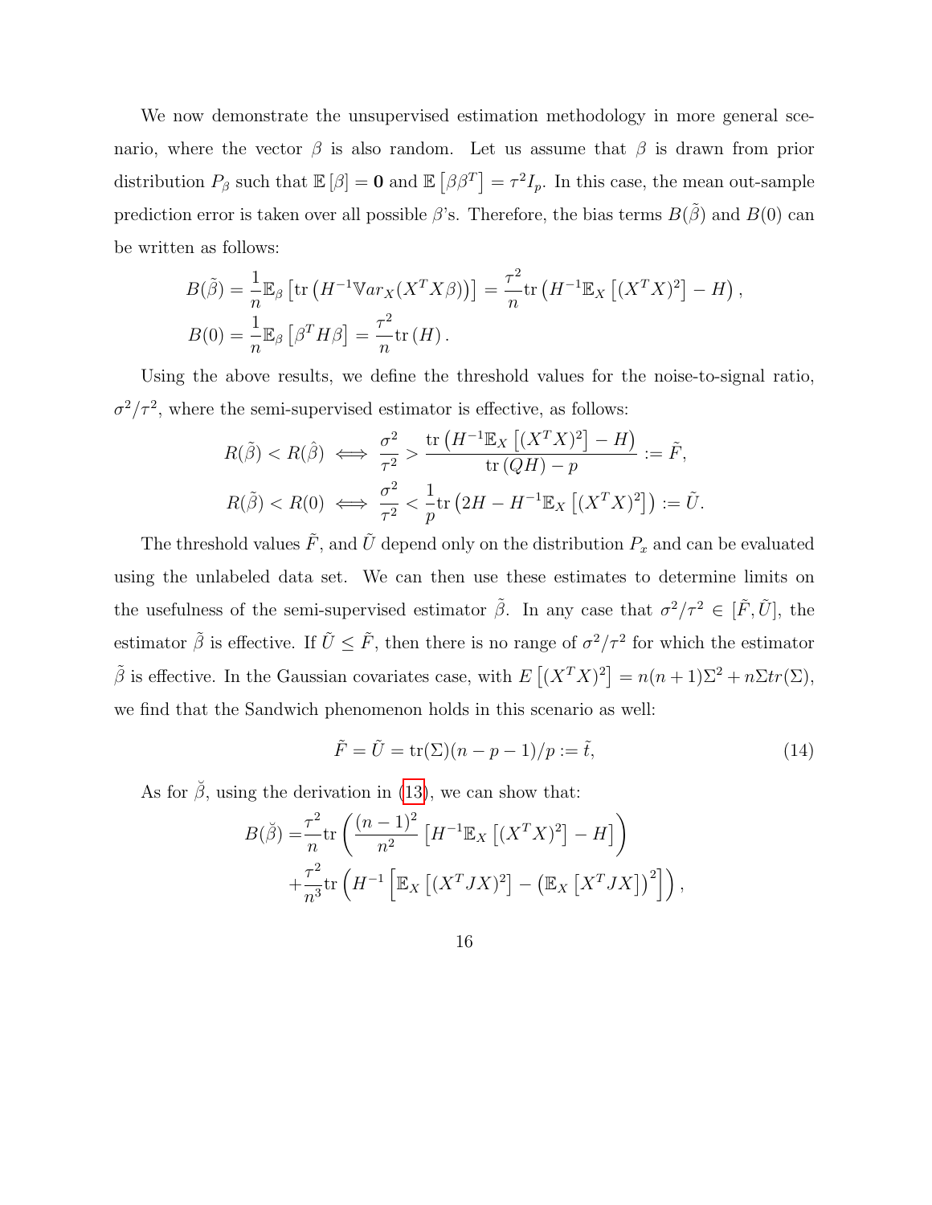We now demonstrate the unsupervised estimation methodology in more general scenario, where the vector $\beta$ is also random. Let us assume that $\beta$ is drawn from prior distribution $P_\beta$ such that $\mathbb{E}[\beta] = \mathbf{0}$ and $\mathbb{E}\left[\beta\beta^T\right] = \tau^2 I_p$. In this case, the mean out-sample prediction error is taken over all possible $\beta$'s. Therefore, the bias terms $B(\tilde{\beta})$ and $B(0)$ can be written as follows:

$$
\begin{aligned}
B(\tilde{\beta}) &= \frac{1}{n}\mathbb{E}_\beta\left[\operatorname{tr}\left(H^{-1}\mathbb{V}ar_X(X^TX\beta)\right)\right] = \frac{\tau^2}{n}\operatorname{tr}\left(H^{-1}\mathbb{E}_X\left[(X^TX)^2\right] - H\right), \\
B(0) &= \frac{1}{n}\mathbb{E}_\beta\left[\beta^T H \beta\right] = \frac{\tau^2}{n}\operatorname{tr}\left(H\right).
\end{aligned}
$$

Using the above results, we define the threshold values for the noise-to-signal ratio, $\sigma^2/\tau^2$, where the semi-supervised estimator is effective, as follows:

$$
\begin{aligned}
R(\tilde{\beta}) < R(\hat{\beta}) &\iff \frac{\sigma^2}{\tau^2} > \frac{\operatorname{tr}\left(H^{-1}\mathbb{E}_X\left[(X^TX)^2\right] - H\right)}{\operatorname{tr}\left(QH\right) - p} := \tilde{F}, \\
R(\tilde{\beta}) < R(0) &\iff \frac{\sigma^2}{\tau^2} < \frac{1}{p}\operatorname{tr}\left(2H - H^{-1}\mathbb{E}_X\left[(X^TX)^2\right]\right) := \tilde{U}.
\end{aligned}
$$

The threshold values $\tilde{F}$, and $\tilde{U}$ depend only on the distribution $P_x$ and can be evaluated using the unlabeled data set. We can then use these estimates to determine limits on the usefulness of the semi-supervised estimator $\tilde{\beta}$. In any case that $\sigma^2/\tau^2 \in [\tilde{F}, \tilde{U}]$, the estimator $\tilde{\beta}$ is effective. If $\tilde{U} \leq \tilde{F}$, then there is no range of $\sigma^2/\tau^2$ for which the estimator $\tilde{\beta}$ is effective. In the Gaussian covariates case, with $E\left[(X^TX)^2\right] = n(n+1)\Sigma^2 + n\Sigma tr(\Sigma)$, we find that the Sandwich phenomenon holds in this scenario as well:

$$
\tilde{F} = \tilde{U} = \operatorname{tr}(\Sigma)(n-p-1)/p := \tilde{t}, \tag{14}
$$

As for $\breve{\beta}$, using the derivation in (13), we can show that:

$$
\begin{aligned}
B(\breve{\beta}) =& \frac{\tau^2}{n}\operatorname{tr}\left(\frac{(n-1)^2}{n^2}\left[H^{-1}\mathbb{E}_X\left[(X^TX)^2\right] - H\right]\right) \\
&+ \frac{\tau^2}{n^3}\operatorname{tr}\left(H^{-1}\left[\mathbb{E}_X\left[(X^TJX)^2\right] - \left(\mathbb{E}_X\left[X^TJX\right]\right)^2\right]\right),
\end{aligned}
$$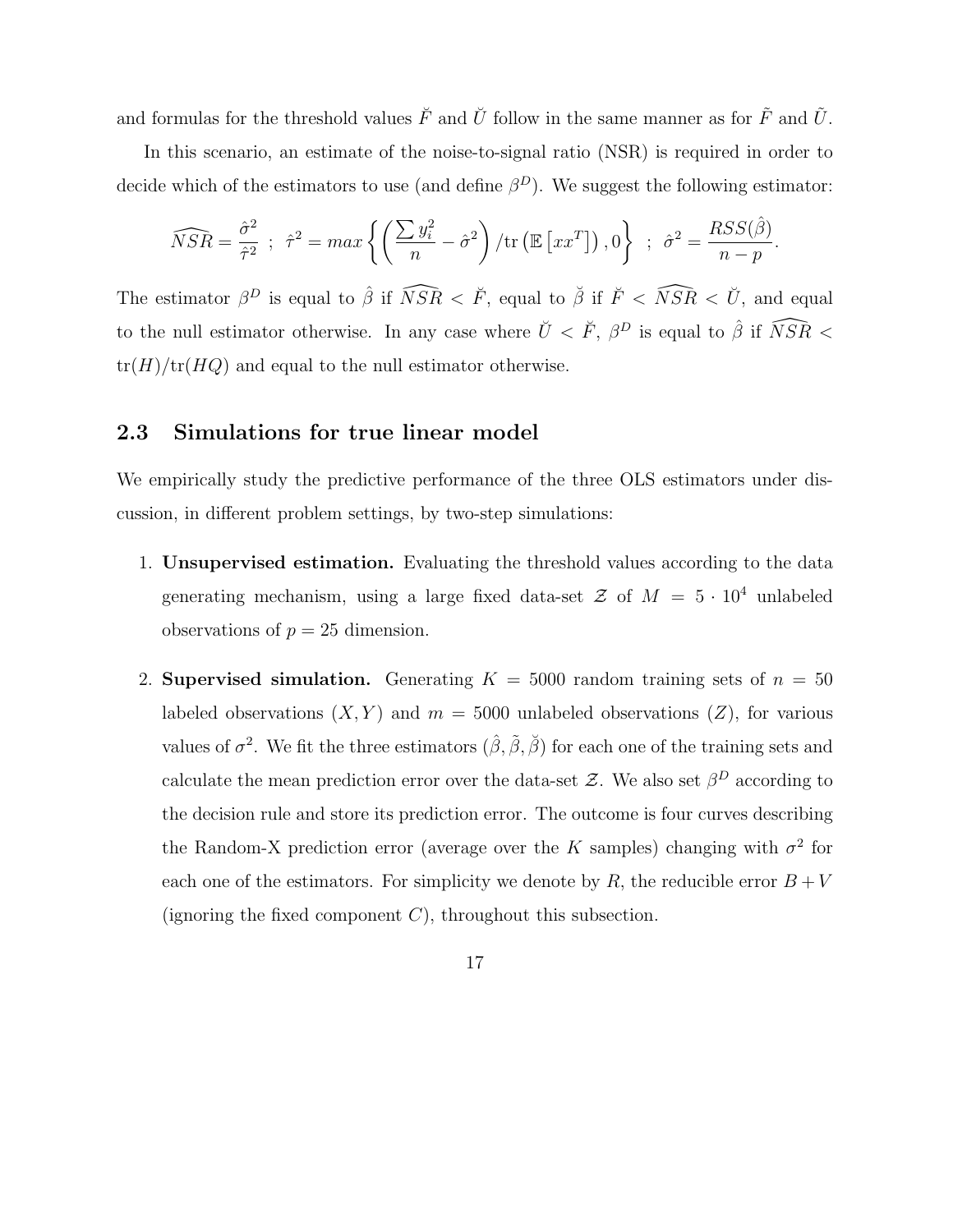and formulas for the threshold values $\breve{F}$ and $\breve{U}$ follow in the same manner as for $\tilde{F}$ and $\tilde{U}$.

In this scenario, an estimate of the noise-to-signal ratio (NSR) is required in order to decide which of the estimators to use (and define $\beta^D$). We suggest the following estimator:

$$\widehat{NSR} = \frac{\hat{\sigma}^2}{\hat{\tau}^2} \ ; \ \hat{\tau}^2 = max\left\{ \left( \frac{\sum y_i^2}{n} - \hat{\sigma}^2 \right) / \mathrm{tr}\left( \mathbb{E}\left[ xx^T \right] \right), 0 \right\} \ ; \ \hat{\sigma}^2 = \frac{RSS(\hat{\beta})}{n-p}.$$

The estimator $\beta^D$ is equal to $\hat{\beta}$ if $\widehat{NSR} < \breve{F}$, equal to $\breve{\beta}$ if $\breve{F} < \widehat{NSR} < \breve{U}$, and equal to the null estimator otherwise. In any case where $\breve{U} < \breve{F}$, $\beta^D$ is equal to $\hat{\beta}$ if $\widehat{NSR} < \mathrm{tr}(H)/\mathrm{tr}(HQ)$ and equal to the null estimator otherwise.

## 2.3 Simulations for true linear model

We empirically study the predictive performance of the three OLS estimators under discussion, in different problem settings, by two-step simulations:

1. **Unsupervised estimation.** Evaluating the threshold values according to the data generating mechanism, using a large fixed data-set $\mathcal{Z}$ of $M = 5 \cdot 10^4$ unlabeled observations of $p = 25$ dimension.

2. **Supervised simulation.** Generating $K = 5000$ random training sets of $n = 50$ labeled observations $(X, Y)$ and $m = 5000$ unlabeled observations $(Z)$, for various values of $\sigma^2$. We fit the three estimators $(\hat{\beta}, \tilde{\beta}, \breve{\beta})$ for each one of the training sets and calculate the mean prediction error over the data-set $\mathcal{Z}$. We also set $\beta^D$ according to the decision rule and store its prediction error. The outcome is four curves describing the Random-X prediction error (average over the $K$ samples) changing with $\sigma^2$ for each one of the estimators. For simplicity we denote by $R$, the reducible error $B + V$ (ignoring the fixed component $C$), throughout this subsection.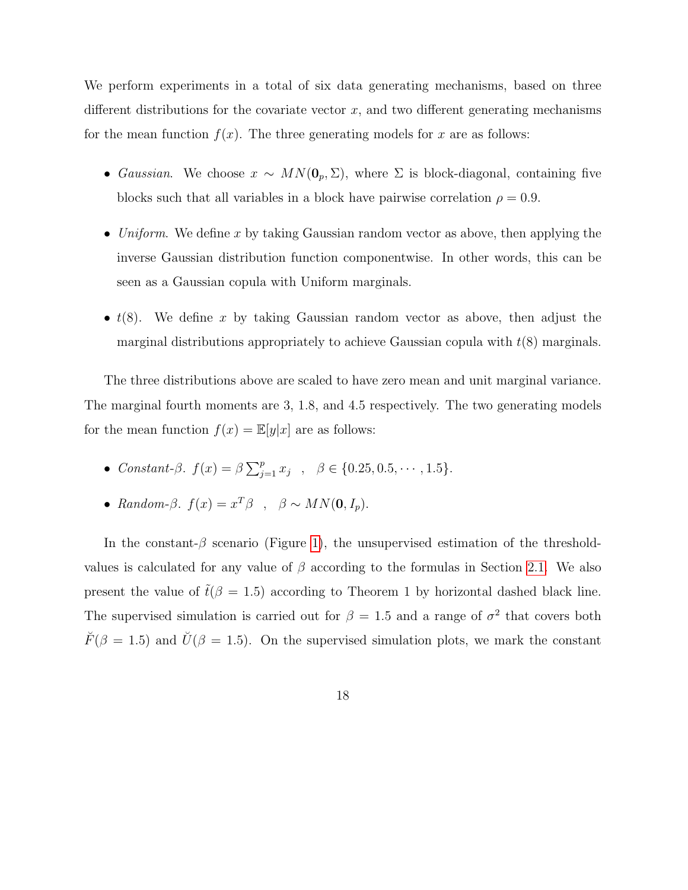We perform experiments in a total of six data generating mechanisms, based on three different distributions for the covariate vector $x$, and two different generating mechanisms for the mean function $f(x)$. The three generating models for $x$ are as follows:

- *Gaussian*. We choose $x \sim MN(\mathbf{0}_p, \Sigma)$, where $\Sigma$ is block-diagonal, containing five blocks such that all variables in a block have pairwise correlation $\rho = 0.9$.
- *Uniform*. We define $x$ by taking Gaussian random vector as above, then applying the inverse Gaussian distribution function componentwise. In other words, this can be seen as a Gaussian copula with Uniform marginals.
- $t(8)$. We define $x$ by taking Gaussian random vector as above, then adjust the marginal distributions appropriately to achieve Gaussian copula with $t(8)$ marginals.

The three distributions above are scaled to have zero mean and unit marginal variance. The marginal fourth moments are 3, 1.8, and 4.5 respectively. The two generating models for the mean function $f(x) = \mathbb{E}[y|x]$ are as follows:

- *Constant-$\beta$*. $f(x) = \beta \sum_{j=1}^{p} x_j \quad , \quad \beta \in \{0.25, 0.5, \cdots, 1.5\}$.
- *Random-$\beta$*. $f(x) = x^T\beta \quad , \quad \beta \sim MN(\mathbf{0}, I_p)$.

In the constant-$\beta$ scenario (Figure 1), the unsupervised estimation of the threshold-values is calculated for any value of $\beta$ according to the formulas in Section 2.1. We also present the value of $\tilde{t}(\beta = 1.5)$ according to Theorem 1 by horizontal dashed black line. The supervised simulation is carried out for $\beta = 1.5$ and a range of $\sigma^2$ that covers both $\breve{F}(\beta = 1.5)$ and $\breve{U}(\beta = 1.5)$. On the supervised simulation plots, we mark the constant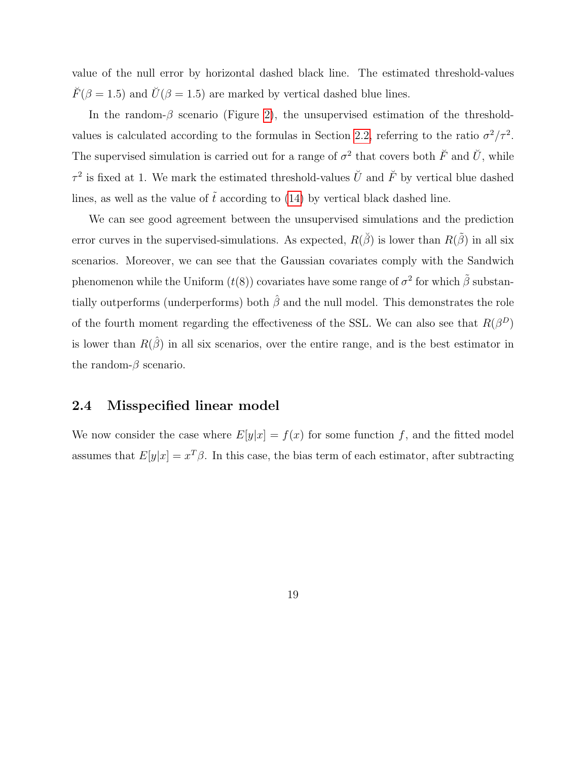value of the null error by horizontal dashed black line. The estimated threshold-values $\breve{F}(\beta = 1.5)$ and $\breve{U}(\beta = 1.5)$ are marked by vertical dashed blue lines.

In the random-$\beta$ scenario (Figure 2), the unsupervised estimation of the threshold-values is calculated according to the formulas in Section 2.2, referring to the ratio $\sigma^2/\tau^2$. The supervised simulation is carried out for a range of $\sigma^2$ that covers both $\breve{F}$ and $\breve{U}$, while $\tau^2$ is fixed at 1. We mark the estimated threshold-values $\breve{U}$ and $\breve{F}$ by vertical blue dashed lines, as well as the value of $\tilde{t}$ according to (14) by vertical black dashed line.

We can see good agreement between the unsupervised simulations and the prediction error curves in the supervised-simulations. As expected, $R(\breve{\beta})$ is lower than $R(\tilde{\beta})$ in all six scenarios. Moreover, we can see that the Gaussian covariates comply with the Sandwich phenomenon while the Uniform ($t(8)$) covariates have some range of $\sigma^2$ for which $\tilde{\beta}$ substantially outperforms (underperforms) both $\hat{\beta}$ and the null model. This demonstrates the role of the fourth moment regarding the effectiveness of the SSL. We can also see that $R(\beta^D)$ is lower than $R(\hat{\beta})$ in all six scenarios, over the entire range, and is the best estimator in the random-$\beta$ scenario.

## 2.4 Misspecified linear model

We now consider the case where $E[y|x] = f(x)$ for some function $f$, and the fitted model assumes that $E[y|x] = x^T\beta$. In this case, the bias term of each estimator, after subtracting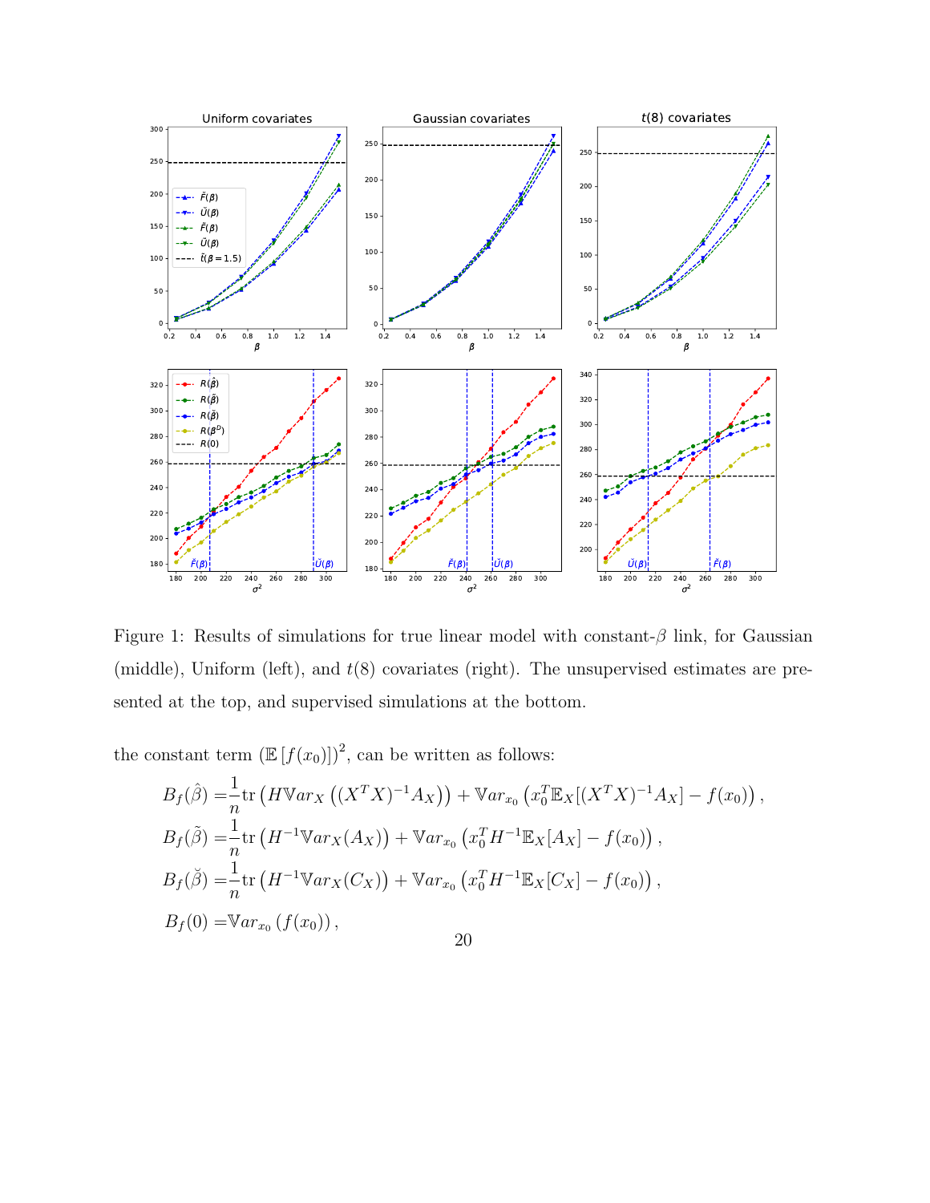Figure 1: Results of simulations for true linear model with constant-$\beta$ link, for Gaussian (middle), Uniform (left), and $t(8)$ covariates (right). The unsupervised estimates are presented at the top, and supervised simulations at the bottom.

the constant term $(\mathbb{E}[f(x_0)])^2$, can be written as follows:

$$
\begin{aligned}
B_f(\hat{\beta}) =& \frac{1}{n}\mathrm{tr}\left(H \mathbb{V}ar_X\left((X^TX)^{-1}A_X\right)\right) + \mathbb{V}ar_{x_0}\left(x_0^T \mathbb{E}_X[(X^TX)^{-1}A_X] - f(x_0)\right),\\
B_f(\tilde{\beta}) =& \frac{1}{n}\mathrm{tr}\left(H^{-1}\mathbb{V}ar_X(A_X)\right) + \mathbb{V}ar_{x_0}\left(x_0^T H^{-1}\mathbb{E}_X[A_X] - f(x_0)\right),\\
B_f(\breve{\beta}) =& \frac{1}{n}\mathrm{tr}\left(H^{-1}\mathbb{V}ar_X(C_X)\right) + \mathbb{V}ar_{x_0}\left(x_0^T H^{-1}\mathbb{E}_X[C_X] - f(x_0)\right),\\
B_f(0) =& \mathbb{V}ar_{x_0}\left(f(x_0)\right),
\end{aligned}
$$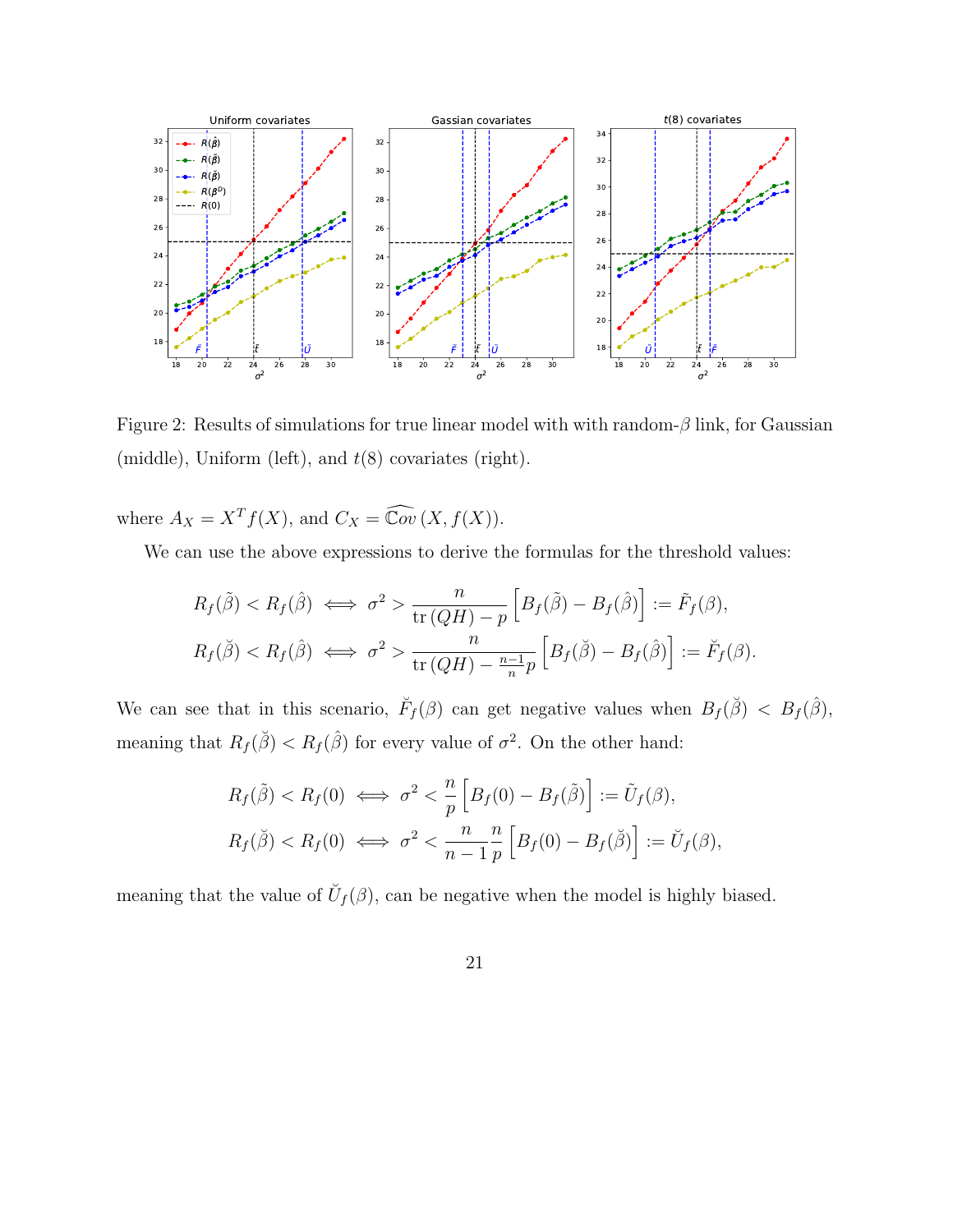Figure 2: Results of simulations for true linear model with with random-$\beta$ link, for Gaussian (middle), Uniform (left), and $t(8)$ covariates (right).

where $A_X = X^T f(X)$, and $C_X = \widehat{\mathbb{C}ov}(X, f(X))$.

We can use the above expressions to derive the formulas for the threshold values:

$$R_f(\tilde{\beta}) < R_f(\hat{\beta}) \iff \sigma^2 > \frac{n}{\operatorname{tr}(QH) - p}\left[B_f(\tilde{\beta}) - B_f(\hat{\beta})\right] := \tilde{F}_f(\beta),$$

$$R_f(\breve{\beta}) < R_f(\hat{\beta}) \iff \sigma^2 > \frac{n}{\operatorname{tr}(QH) - \frac{n-1}{n}p}\left[B_f(\breve{\beta}) - B_f(\hat{\beta})\right] := \breve{F}_f(\beta).$$

We can see that in this scenario, $\breve{F}_f(\beta)$ can get negative values when $B_f(\breve{\beta}) < B_f(\hat{\beta})$, meaning that $R_f(\breve{\beta}) < R_f(\hat{\beta})$ for every value of $\sigma^2$. On the other hand:

$$R_f(\tilde{\beta}) < R_f(0) \iff \sigma^2 < \frac{n}{p}\left[B_f(0) - B_f(\tilde{\beta})\right] := \tilde{U}_f(\beta),$$

$$R_f(\breve{\beta}) < R_f(0) \iff \sigma^2 < \frac{n}{n-1}\frac{n}{p}\left[B_f(0) - B_f(\breve{\beta})\right] := \breve{U}_f(\beta),$$

meaning that the value of $\breve{U}_f(\beta)$, can be negative when the model is highly biased.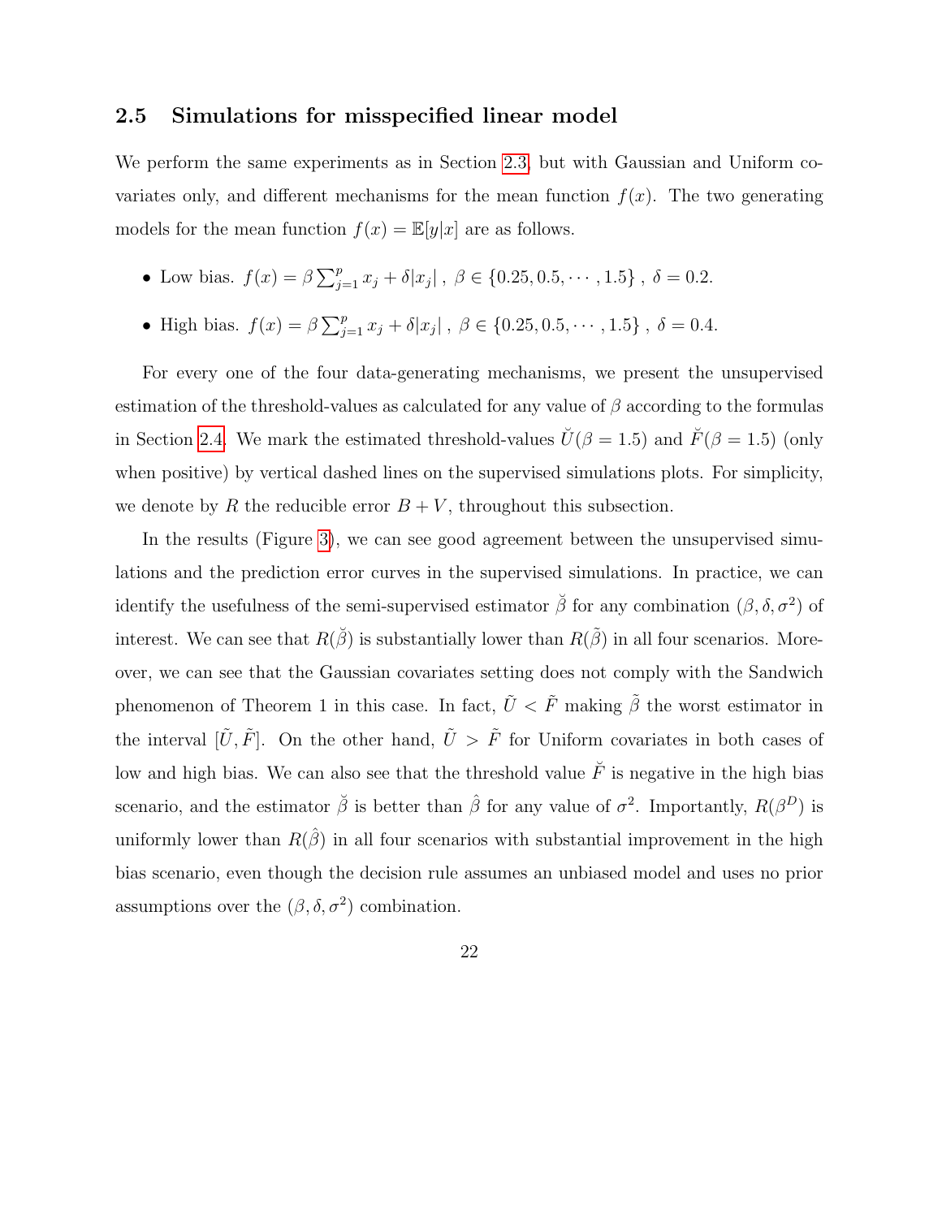### 2.5 Simulations for misspecified linear model

We perform the same experiments as in Section 2.3, but with Gaussian and Uniform covariates only, and different mechanisms for the mean function $f(x)$. The two generating models for the mean function $f(x) = \mathbb{E}[y|x]$ are as follows.

- Low bias. $f(x) = \beta \sum_{j=1}^{p} x_j + \delta |x_j|$ , $\beta \in \{0.25, 0.5, \cdots, 1.5\}$ , $\delta = 0.2$.
- High bias. $f(x) = \beta \sum_{j=1}^{p} x_j + \delta |x_j|$ , $\beta \in \{0.25, 0.5, \cdots, 1.5\}$ , $\delta = 0.4$.

For every one of the four data-generating mechanisms, we present the unsupervised estimation of the threshold-values as calculated for any value of $\beta$ according to the formulas in Section 2.4. We mark the estimated threshold-values $\breve{U}(\beta = 1.5)$ and $\breve{F}(\beta = 1.5)$ (only when positive) by vertical dashed lines on the supervised simulations plots. For simplicity, we denote by $R$ the reducible error $B + V$, throughout this subsection.

In the results (Figure 3), we can see good agreement between the unsupervised simulations and the prediction error curves in the supervised simulations. In practice, we can identify the usefulness of the semi-supervised estimator $\breve{\beta}$ for any combination $(\beta, \delta, \sigma^2)$ of interest. We can see that $R(\breve{\beta})$ is substantially lower than $R(\tilde{\beta})$ in all four scenarios. Moreover, we can see that the Gaussian covariates setting does not comply with the Sandwich phenomenon of Theorem 1 in this case. In fact, $\tilde{U} < \tilde{F}$ making $\tilde{\beta}$ the worst estimator in the interval $[\tilde{U}, \tilde{F}]$. On the other hand, $\tilde{U} > \tilde{F}$ for Uniform covariates in both cases of low and high bias. We can also see that the threshold value $\breve{F}$ is negative in the high bias scenario, and the estimator $\breve{\beta}$ is better than $\hat{\beta}$ for any value of $\sigma^2$. Importantly, $R(\beta^D)$ is uniformly lower than $R(\hat{\beta})$ in all four scenarios with substantial improvement in the high bias scenario, even though the decision rule assumes an unbiased model and uses no prior assumptions over the $(\beta, \delta, \sigma^2)$ combination.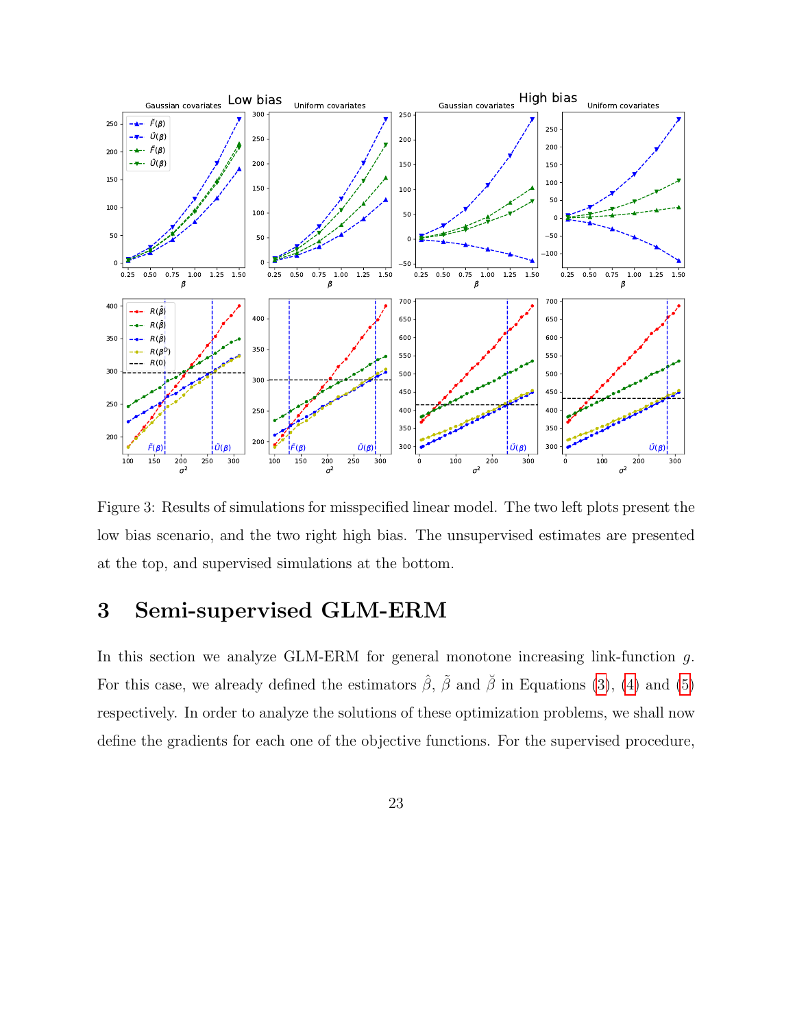Figure 3: Results of simulations for misspecified linear model. The two left plots present the low bias scenario, and the two right high bias. The unsupervised estimates are presented at the top, and supervised simulations at the bottom.

# 3 Semi-supervised GLM-ERM

In this section we analyze GLM-ERM for general monotone increasing link-function $g$. For this case, we already defined the estimators $\hat{\beta}$, $\tilde{\beta}$ and $\breve{\beta}$ in Equations (3), (4) and (5) respectively. In order to analyze the solutions of these optimization problems, we shall now define the gradients for each one of the objective functions. For the supervised procedure,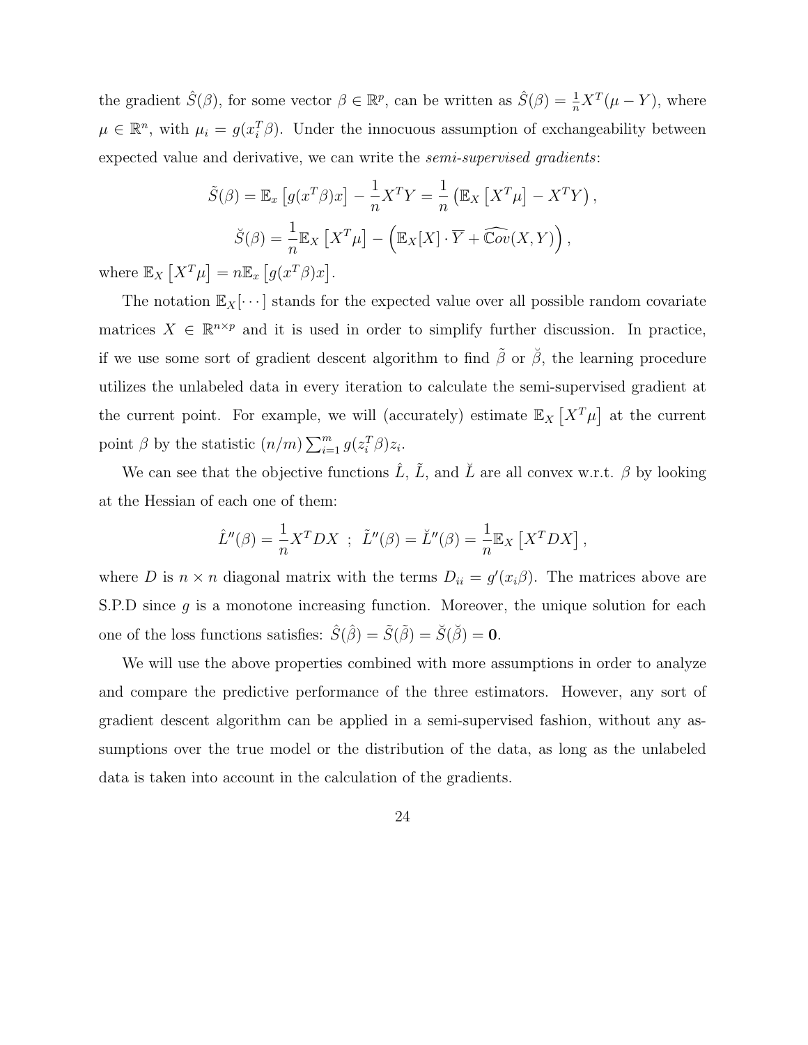the gradient $\hat{S}(\beta)$, for some vector $\beta \in \mathbb{R}^p$, can be written as $\hat{S}(\beta) = \frac{1}{n}X^T(\mu - Y)$, where $\mu \in \mathbb{R}^n$, with $\mu_i = g(x_i^T\beta)$. Under the innocuous assumption of exchangeability between expected value and derivative, we can write the *semi-supervised gradients*:

$$\tilde{S}(\beta) = \mathbb{E}_x\left[g(x^T\beta)x\right] - \frac{1}{n}X^TY = \frac{1}{n}\left(\mathbb{E}_X\left[X^T\mu\right] - X^TY\right),$$

$$\breve{S}(\beta) = \frac{1}{n}\mathbb{E}_X\left[X^T\mu\right] - \left(\mathbb{E}_X[X]\cdot\overline{Y} + \widehat{\mathbb{C}ov}(X,Y)\right),$$

where $\mathbb{E}_X\left[X^T\mu\right] = n\mathbb{E}_x\left[g(x^T\beta)x\right]$.

The notation $\mathbb{E}_X[\cdots]$ stands for the expected value over all possible random covariate matrices $X \in \mathbb{R}^{n\times p}$ and it is used in order to simplify further discussion. In practice, if we use some sort of gradient descent algorithm to find $\tilde{\beta}$ or $\breve{\beta}$, the learning procedure utilizes the unlabeled data in every iteration to calculate the semi-supervised gradient at the current point. For example, we will (accurately) estimate $\mathbb{E}_X\left[X^T\mu\right]$ at the current point $\beta$ by the statistic $(n/m)\sum_{i=1}^m g(z_i^T\beta)z_i$.

We can see that the objective functions $\hat{L}$, $\tilde{L}$, and $\breve{L}$ are all convex w.r.t. $\beta$ by looking at the Hessian of each one of them:

$$\hat{L}''(\beta) = \frac{1}{n}X^TDX \;\; ; \;\; \tilde{L}''(\beta) = \breve{L}''(\beta) = \frac{1}{n}\mathbb{E}_X\left[X^TDX\right],$$

where $D$ is $n \times n$ diagonal matrix with the terms $D_{ii} = g'(x_i\beta)$. The matrices above are S.P.D since $g$ is a monotone increasing function. Moreover, the unique solution for each one of the loss functions satisfies: $\hat{S}(\hat{\beta}) = \tilde{S}(\tilde{\beta}) = \breve{S}(\breve{\beta}) = \mathbf{0}$.

We will use the above properties combined with more assumptions in order to analyze and compare the predictive performance of the three estimators. However, any sort of gradient descent algorithm can be applied in a semi-supervised fashion, without any assumptions over the true model or the distribution of the data, as long as the unlabeled data is taken into account in the calculation of the gradients.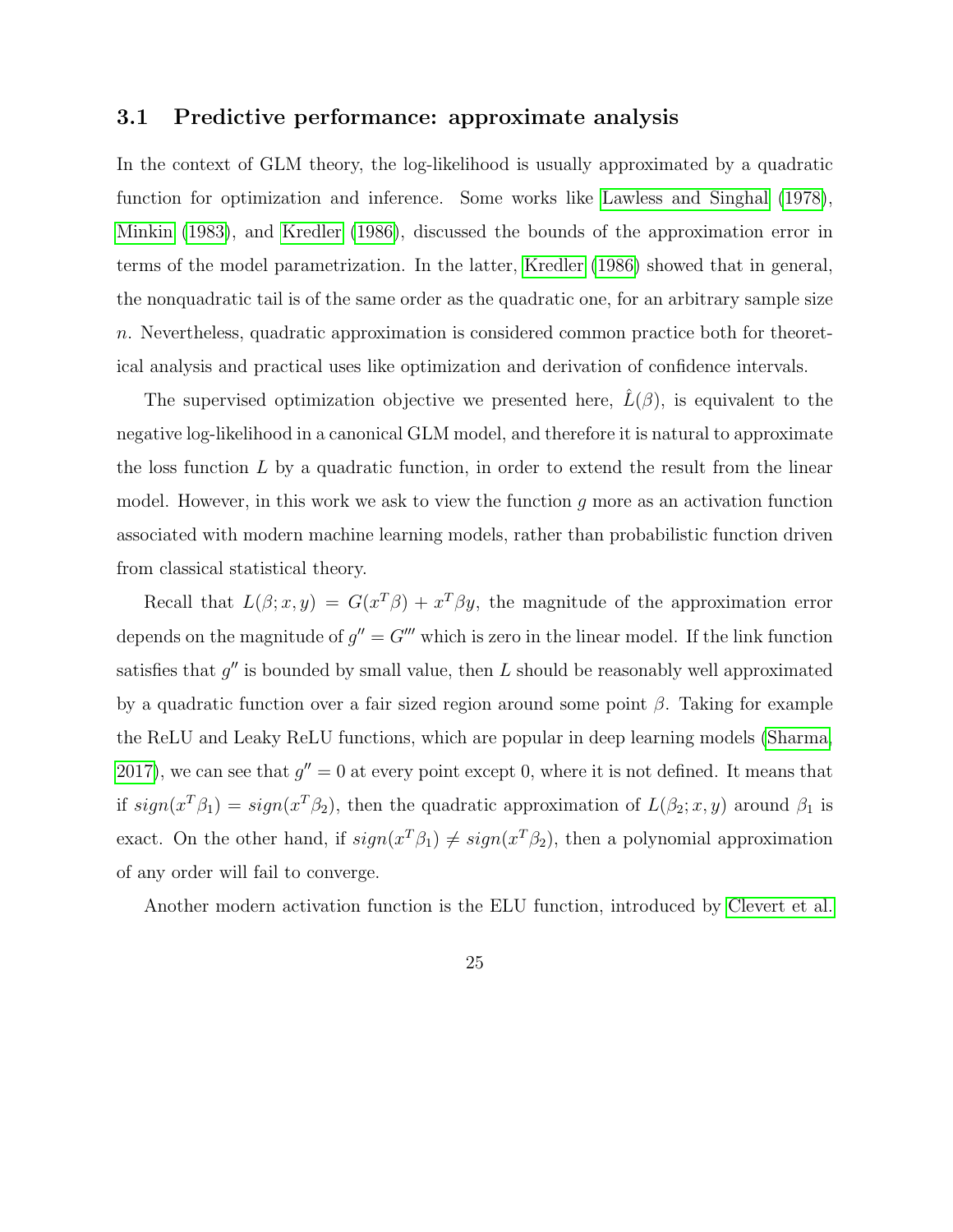### 3.1 Predictive performance: approximate analysis

In the context of GLM theory, the log-likelihood is usually approximated by a quadratic function for optimization and inference. Some works like Lawless and Singhal (1978), Minkin (1983), and Kredler (1986), discussed the bounds of the approximation error in terms of the model parametrization. In the latter, Kredler (1986) showed that in general, the nonquadratic tail is of the same order as the quadratic one, for an arbitrary sample size $n$. Nevertheless, quadratic approximation is considered common practice both for theoretical analysis and practical uses like optimization and derivation of confidence intervals.

The supervised optimization objective we presented here, $\hat{L}(\beta)$, is equivalent to the negative log-likelihood in a canonical GLM model, and therefore it is natural to approximate the loss function $L$ by a quadratic function, in order to extend the result from the linear model. However, in this work we ask to view the function $g$ more as an activation function associated with modern machine learning models, rather than probabilistic function driven from classical statistical theory.

Recall that $L(\beta; x, y) = G(x^T\beta) + x^T\beta y$, the magnitude of the approximation error depends on the magnitude of $g'' = G'''$ which is zero in the linear model. If the link function satisfies that $g''$ is bounded by small value, then $L$ should be reasonably well approximated by a quadratic function over a fair sized region around some point $\beta$. Taking for example the ReLU and Leaky ReLU functions, which are popular in deep learning models (Sharma, 2017), we can see that $g'' = 0$ at every point except 0, where it is not defined. It means that if $sign(x^T\beta_1) = sign(x^T\beta_2)$, then the quadratic approximation of $L(\beta_2; x, y)$ around $\beta_1$ is exact. On the other hand, if $sign(x^T\beta_1) \neq sign(x^T\beta_2)$, then a polynomial approximation of any order will fail to converge.

Another modern activation function is the ELU function, introduced by Clevert et al.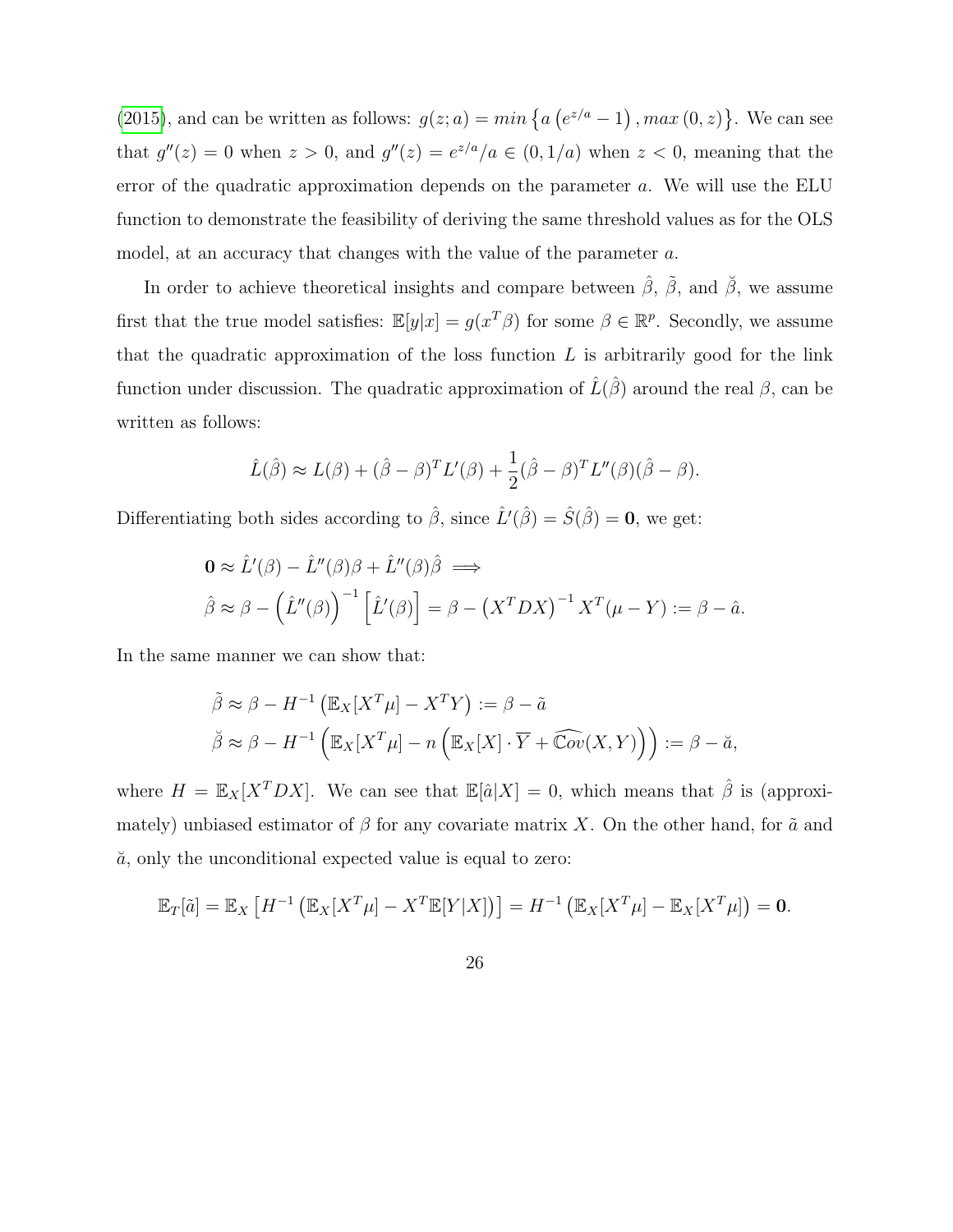(2015), and can be written as follows: $g(z;a) = min\left\{a\left(e^{z/a}-1\right), max\left(0,z\right)\right\}$. We can see that $g''(z) = 0$ when $z > 0$, and $g''(z) = e^{z/a}/a \in (0, 1/a)$ when $z < 0$, meaning that the error of the quadratic approximation depends on the parameter $a$. We will use the ELU function to demonstrate the feasibility of deriving the same threshold values as for the OLS model, at an accuracy that changes with the value of the parameter $a$.

In order to achieve theoretical insights and compare between $\hat{\beta}$, $\tilde{\beta}$, and $\breve{\beta}$, we assume first that the true model satisfies: $\mathbb{E}[y|x] = g(x^T\beta)$ for some $\beta \in \mathbb{R}^p$. Secondly, we assume that the quadratic approximation of the loss function $L$ is arbitrarily good for the link function under discussion. The quadratic approximation of $\hat{L}(\hat{\beta})$ around the real $\beta$, can be written as follows:

$$\hat{L}(\hat{\beta}) \approx L(\beta) + (\hat{\beta}-\beta)^T L'(\beta) + \frac{1}{2}(\hat{\beta}-\beta)^T L''(\beta)(\hat{\beta}-\beta).$$

Differentiating both sides according to $\hat{\beta}$, since $\hat{L}'(\hat{\beta}) = \hat{S}(\hat{\beta}) = \mathbf{0}$, we get:

$$\begin{aligned}
&\mathbf{0} \approx \hat{L}'(\beta) - \hat{L}''(\beta)\beta + \hat{L}''(\beta)\hat{\beta} \implies \\
&\hat{\beta} \approx \beta - \left(\hat{L}''(\beta)\right)^{-1}\left[\hat{L}'(\beta)\right] = \beta - \left(X^TDX\right)^{-1}X^T(\mu - Y) := \beta - \hat{a}.
\end{aligned}$$

In the same manner we can show that:

$$\begin{aligned}
&\tilde{\beta} \approx \beta - H^{-1}\left(\mathbb{E}_X[X^T\mu] - X^TY\right) := \beta - \tilde{a} \\
&\breve{\beta} \approx \beta - H^{-1}\left(\mathbb{E}_X[X^T\mu] - n\left(\mathbb{E}_X[X]\cdot\overline{Y} + \widehat{\mathbb{C}ov}(X,Y)\right)\right) := \beta - \breve{a},
\end{aligned}$$

where $H = \mathbb{E}_X[X^TDX]$. We can see that $\mathbb{E}[\hat{a}|X] = 0$, which means that $\hat{\beta}$ is (approximately) unbiased estimator of $\beta$ for any covariate matrix $X$. On the other hand, for $\tilde{a}$ and $\breve{a}$, only the unconditional expected value is equal to zero:

$$\mathbb{E}_T[\tilde{a}] = \mathbb{E}_X\left[H^{-1}\left(\mathbb{E}_X[X^T\mu] - X^T\mathbb{E}[Y|X]\right)\right] = H^{-1}\left(\mathbb{E}_X[X^T\mu] - \mathbb{E}_X[X^T\mu]\right) = \mathbf{0}.$$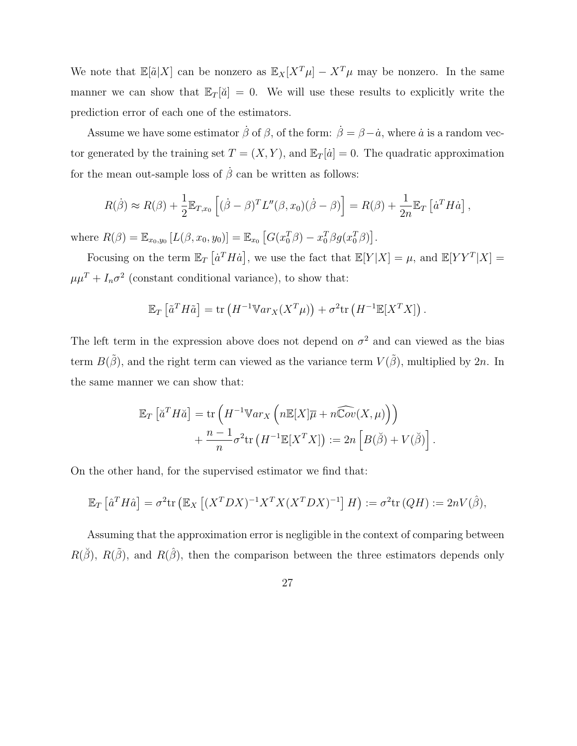We note that $\mathbb{E}[\tilde{a}|X]$ can be nonzero as $\mathbb{E}_X[X^T\mu] - X^T\mu$ may be nonzero. In the same manner we can show that $\mathbb{E}_T[\breve{a}] = 0$. We will use these results to explicitly write the prediction error of each one of the estimators.

Assume we have some estimator $\dot{\beta}$ of $\beta$, of the form: $\dot{\beta} = \beta - \dot{a}$, where $\dot{a}$ is a random vector generated by the training set $T = (X, Y)$, and $\mathbb{E}_T[\dot{a}] = 0$. The quadratic approximation for the mean out-sample loss of $\dot{\beta}$ can be written as follows:

$$R(\dot{\beta}) \approx R(\beta) + \frac{1}{2}\mathbb{E}_{T,x_0}\left[(\dot{\beta} - \beta)^T L''(\beta, x_0)(\dot{\beta} - \beta)\right] = R(\beta) + \frac{1}{2n}\mathbb{E}_T\left[\dot{a}^T H \dot{a}\right],$$

where $R(\beta) = \mathbb{E}_{x_0,y_0}\left[L(\beta, x_0, y_0)\right] = \mathbb{E}_{x_0}\left[G(x_0^T\beta) - x_0^T\beta g(x_0^T\beta)\right]$.

Focusing on the term $\mathbb{E}_T\left[\dot{a}^T H \dot{a}\right]$, we use the fact that $\mathbb{E}[Y|X] = \mu$, and $\mathbb{E}[YY^T|X] = \mu\mu^T + I_n\sigma^2$ (constant conditional variance), to show that:

$$\mathbb{E}_T\left[\tilde{a}^T H \tilde{a}\right] = \text{tr}\left(H^{-1}\mathbb{V}ar_X(X^T\mu)\right) + \sigma^2\text{tr}\left(H^{-1}\mathbb{E}[X^TX]\right).$$

The left term in the expression above does not depend on $\sigma^2$ and can viewed as the bias term $B(\tilde{\beta})$, and the right term can viewed as the variance term $V(\tilde{\beta})$, multiplied by $2n$. In the same manner we can show that:

$$\begin{aligned}\mathbb{E}_T\left[\breve{a}^T H \breve{a}\right] &= \text{tr}\left(H^{-1}\mathbb{V}ar_X\left(n\mathbb{E}[X]\overline{\mu} + n\widehat{\mathbb{C}ov}(X, \mu)\right)\right) \\ &\quad + \frac{n-1}{n}\sigma^2\text{tr}\left(H^{-1}\mathbb{E}[X^TX]\right) := 2n\left[B(\breve{\beta}) + V(\breve{\beta})\right].\end{aligned}$$

On the other hand, for the supervised estimator we find that:

$$\mathbb{E}_T\left[\hat{a}^T H \hat{a}\right] = \sigma^2\text{tr}\left(\mathbb{E}_X\left[(X^TDX)^{-1}X^TX(X^TDX)^{-1}\right]H\right) := \sigma^2\text{tr}\left(QH\right) := 2nV(\hat{\beta}),$$

Assuming that the approximation error is negligible in the context of comparing between $R(\breve{\beta})$, $R(\tilde{\beta})$, and $R(\hat{\beta})$, then the comparison between the three estimators depends only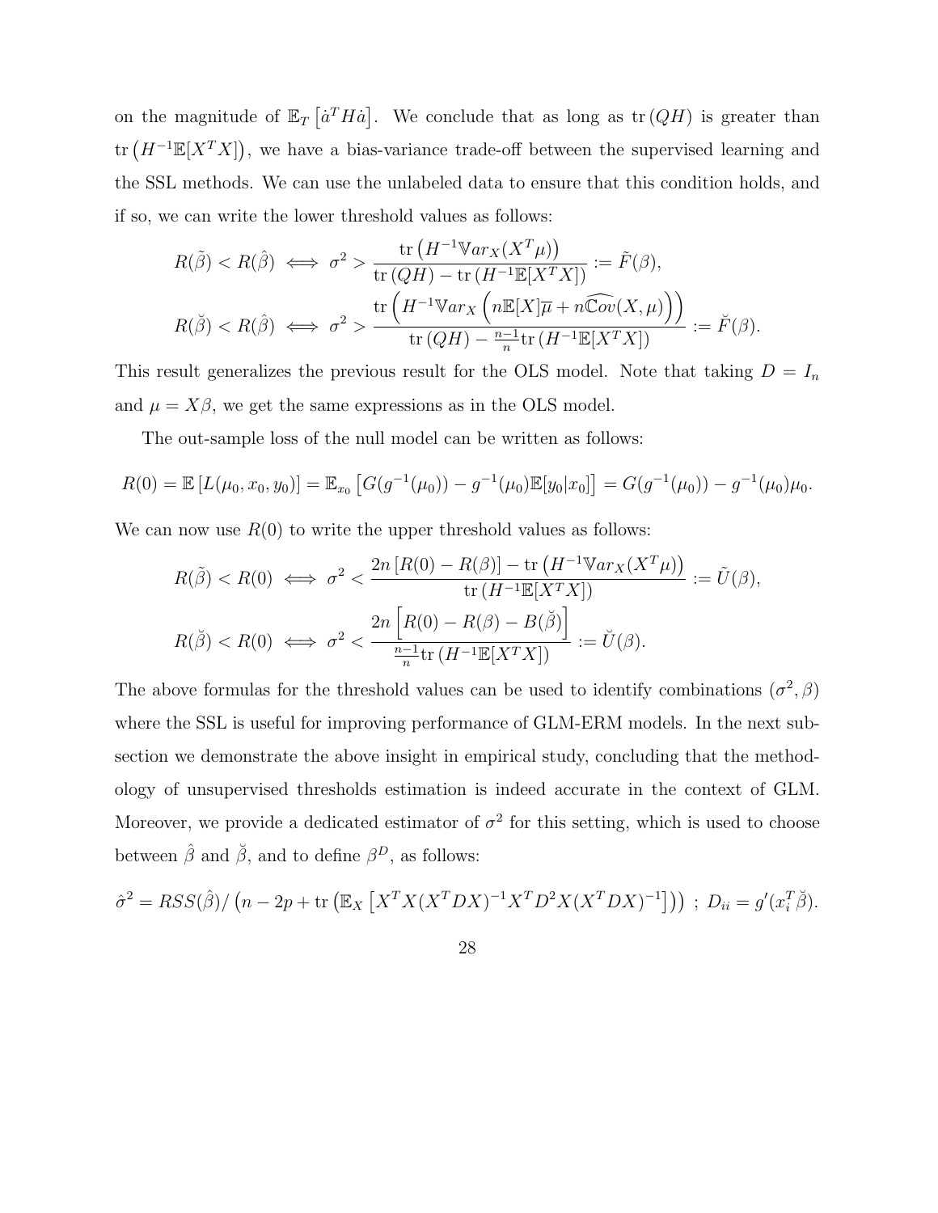on the magnitude of $\mathbb{E}_T\left[\dot{a}^T H \dot{a}\right]$. We conclude that as long as $\operatorname{tr}(QH)$ is greater than $\operatorname{tr}\left(H^{-1}\mathbb{E}[X^T X]\right)$, we have a bias-variance trade-off between the supervised learning and the SSL methods. We can use the unlabeled data to ensure that this condition holds, and if so, we can write the lower threshold values as follows:

$$
\begin{aligned}
R(\tilde{\beta}) < R(\hat{\beta}) &\iff \sigma^2 > \frac{\operatorname{tr}\left(H^{-1}\mathbb{V}ar_X(X^T\mu)\right)}{\operatorname{tr}(QH) - \operatorname{tr}\left(H^{-1}\mathbb{E}[X^T X]\right)} := \tilde{F}(\beta), \\
R(\breve{\beta}) < R(\hat{\beta}) &\iff \sigma^2 > \frac{\operatorname{tr}\left(H^{-1}\mathbb{V}ar_X\left(n\mathbb{E}[X]\overline{\mu} + n\widehat{\mathbb{C}ov}(X,\mu)\right)\right)}{\operatorname{tr}(QH) - \frac{n-1}{n}\operatorname{tr}\left(H^{-1}\mathbb{E}[X^T X]\right)} := \breve{F}(\beta).
\end{aligned}
$$

This result generalizes the previous result for the OLS model. Note that taking $D = I_n$ and $\mu = X\beta$, we get the same expressions as in the OLS model.

The out-sample loss of the null model can be written as follows:

$$
R(0) = \mathbb{E}\left[L(\mu_0, x_0, y_0)\right] = \mathbb{E}_{x_0}\left[G(g^{-1}(\mu_0)) - g^{-1}(\mu_0)\mathbb{E}[y_0|x_0]\right] = G(g^{-1}(\mu_0)) - g^{-1}(\mu_0)\mu_0.
$$

We can now use $R(0)$ to write the upper threshold values as follows:

$$
\begin{aligned}
R(\tilde{\beta}) < R(0) &\iff \sigma^2 < \frac{2n\left[R(0) - R(\beta)\right] - \operatorname{tr}\left(H^{-1}\mathbb{V}ar_X(X^T\mu)\right)}{\operatorname{tr}\left(H^{-1}\mathbb{E}[X^T X]\right)} := \tilde{U}(\beta), \\
R(\breve{\beta}) < R(0) &\iff \sigma^2 < \frac{2n\left[R(0) - R(\beta) - B(\breve{\beta})\right]}{\frac{n-1}{n}\operatorname{tr}\left(H^{-1}\mathbb{E}[X^T X]\right)} := \breve{U}(\beta).
\end{aligned}
$$

The above formulas for the threshold values can be used to identify combinations $(\sigma^2, \beta)$ where the SSL is useful for improving performance of GLM-ERM models. In the next subsection we demonstrate the above insight in empirical study, concluding that the methodology of unsupervised thresholds estimation is indeed accurate in the context of GLM. Moreover, we provide a dedicated estimator of $\sigma^2$ for this setting, which is used to choose between $\hat{\beta}$ and $\breve{\beta}$, and to define $\beta^D$, as follows:

$$
\hat{\sigma}^2 = RSS(\hat{\beta}) / \left(n - 2p + \operatorname{tr}\left(\mathbb{E}_X\left[X^T X (X^T D X)^{-1} X^T D^2 X (X^T D X)^{-1}\right]\right)\right) \; ; \; D_{ii} = g'(x_i^T \breve{\beta}).
$$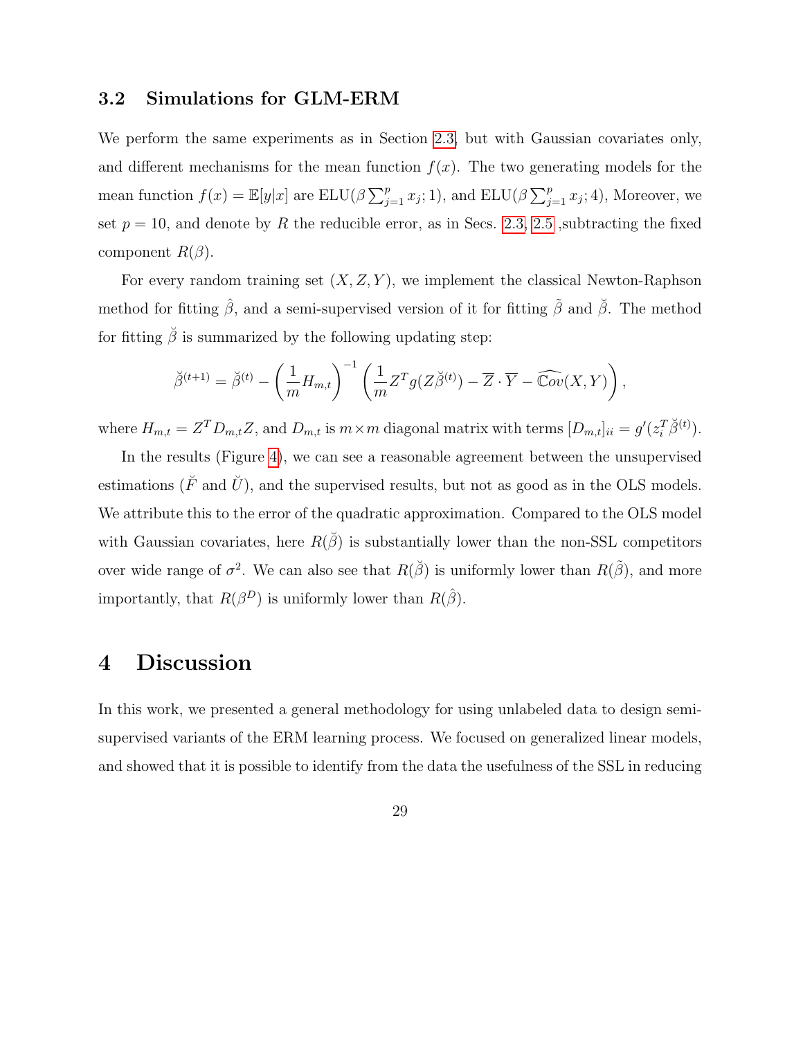### 3.2 Simulations for GLM-ERM

We perform the same experiments as in Section 2.3, but with Gaussian covariates only, and different mechanisms for the mean function $f(x)$. The two generating models for the mean function $f(x) = \mathbb{E}[y|x]$ are $\text{ELU}(\beta \sum_{j=1}^{p} x_j; 1)$, and $\text{ELU}(\beta \sum_{j=1}^{p} x_j; 4)$, Moreover, we set $p = 10$, and denote by $R$ the reducible error, as in Secs. 2.3, 2.5 ,subtracting the fixed component $R(\beta)$.

For every random training set $(X, Z, Y)$, we implement the classical Newton-Raphson method for fitting $\hat{\beta}$, and a semi-supervised version of it for fitting $\tilde{\beta}$ and $\breve{\beta}$. The method for fitting $\breve{\beta}$ is summarized by the following updating step:

$$\breve{\beta}^{(t+1)} = \breve{\beta}^{(t)} - \left(\frac{1}{m} H_{m,t}\right)^{-1} \left(\frac{1}{m} Z^T g(Z\breve{\beta}^{(t)}) - \overline{Z} \cdot \overline{Y} - \widehat{\mathbb{C}ov}(X, Y)\right),$$

where $H_{m,t} = Z^T D_{m,t} Z$, and $D_{m,t}$ is $m \times m$ diagonal matrix with terms $[D_{m,t}]_{ii} = g'(z_i^T \breve{\beta}^{(t)})$.

In the results (Figure 4), we can see a reasonable agreement between the unsupervised estimations ($\breve{F}$ and $\breve{U}$), and the supervised results, but not as good as in the OLS models. We attribute this to the error of the quadratic approximation. Compared to the OLS model with Gaussian covariates, here $R(\breve{\beta})$ is substantially lower than the non-SSL competitors over wide range of $\sigma^2$. We can also see that $R(\breve{\beta})$ is uniformly lower than $R(\tilde{\beta})$, and more importantly, that $R(\beta^D)$ is uniformly lower than $R(\hat{\beta})$.

# 4 Discussion

In this work, we presented a general methodology for using unlabeled data to design semi-supervised variants of the ERM learning process. We focused on generalized linear models, and showed that it is possible to identify from the data the usefulness of the SSL in reducing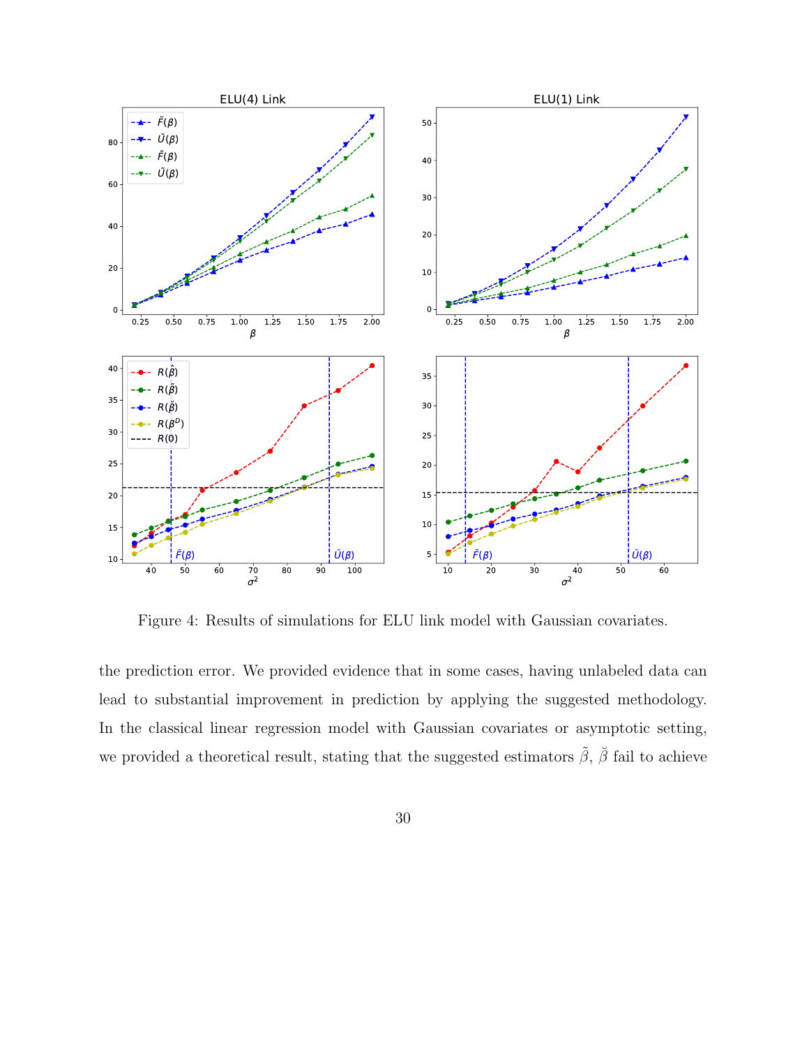Figure 4: Results of simulations for ELU link model with Gaussian covariates.

the prediction error. We provided evidence that in some cases, having unlabeled data can lead to substantial improvement in prediction by applying the suggested methodology. In the classical linear regression model with Gaussian covariates or asymptotic setting, we provided a theoretical result, stating that the suggested estimators $\tilde{\beta}$, $\breve{\beta}$ fail to achieve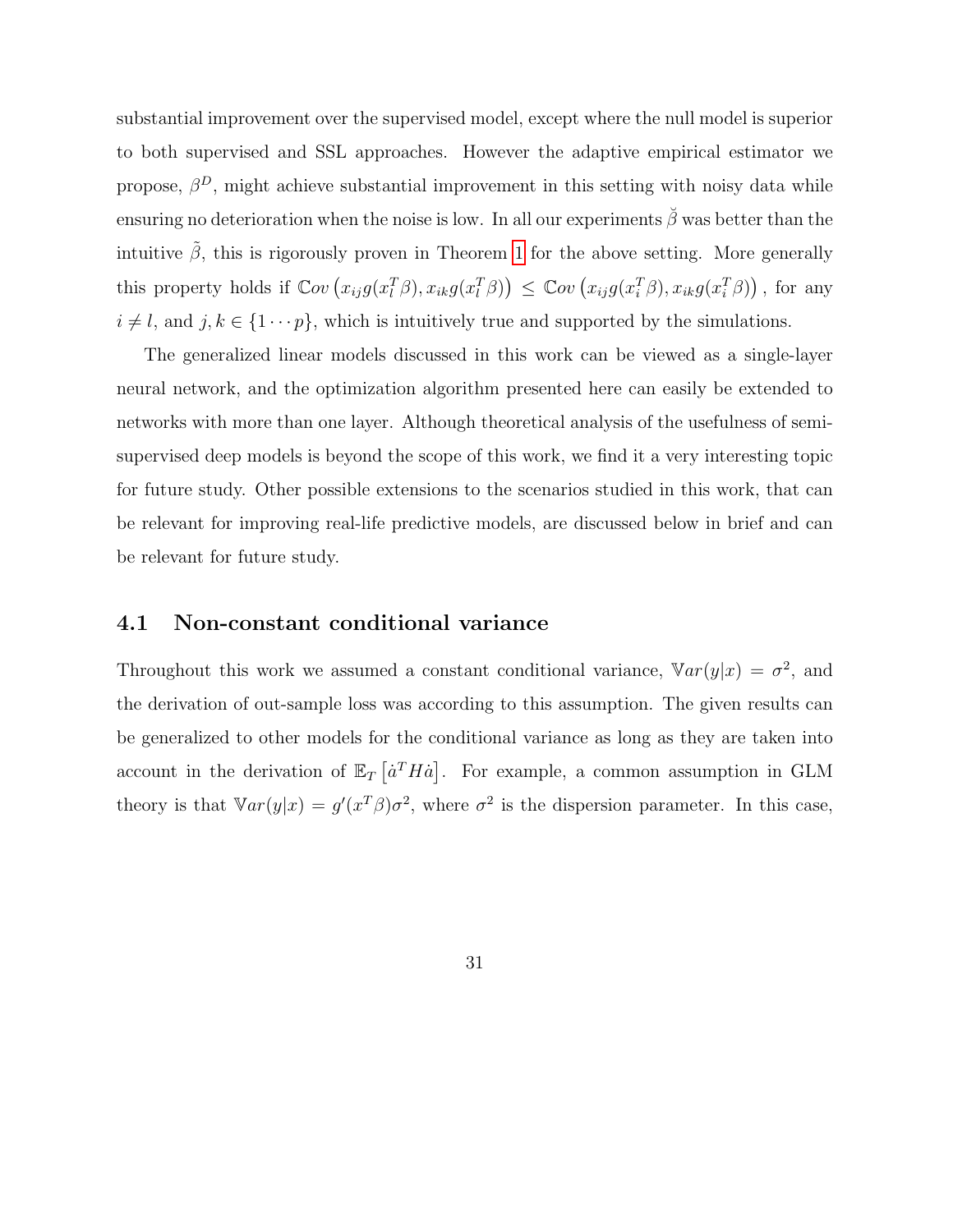substantial improvement over the supervised model, except where the null model is superior to both supervised and SSL approaches. However the adaptive empirical estimator we propose, $\beta^D$, might achieve substantial improvement in this setting with noisy data while ensuring no deterioration when the noise is low. In all our experiments $\breve{\beta}$ was better than the intuitive $\tilde{\beta}$, this is rigorously proven in Theorem 1 for the above setting. More generally this property holds if $\mathbb{C}ov\left(x_{ij}g(x_l^T\beta), x_{ik}g(x_l^T\beta)\right) \leq \mathbb{C}ov\left(x_{ij}g(x_i^T\beta), x_{ik}g(x_i^T\beta)\right)$, for any $i \neq l$, and $j, k \in \{1 \cdots p\}$, which is intuitively true and supported by the simulations.

The generalized linear models discussed in this work can be viewed as a single-layer neural network, and the optimization algorithm presented here can easily be extended to networks with more than one layer. Although theoretical analysis of the usefulness of semi-supervised deep models is beyond the scope of this work, we find it a very interesting topic for future study. Other possible extensions to the scenarios studied in this work, that can be relevant for improving real-life predictive models, are discussed below in brief and can be relevant for future study.

## 4.1 Non-constant conditional variance

Throughout this work we assumed a constant conditional variance, $\mathbb{V}ar(y|x) = \sigma^2$, and the derivation of out-sample loss was according to this assumption. The given results can be generalized to other models for the conditional variance as long as they are taken into account in the derivation of $\mathbb{E}_T\left[\dot{a}^T H \dot{a}\right]$. For example, a common assumption in GLM theory is that $\mathbb{V}ar(y|x) = g'(x^T\beta)\sigma^2$, where $\sigma^2$ is the dispersion parameter. In this case,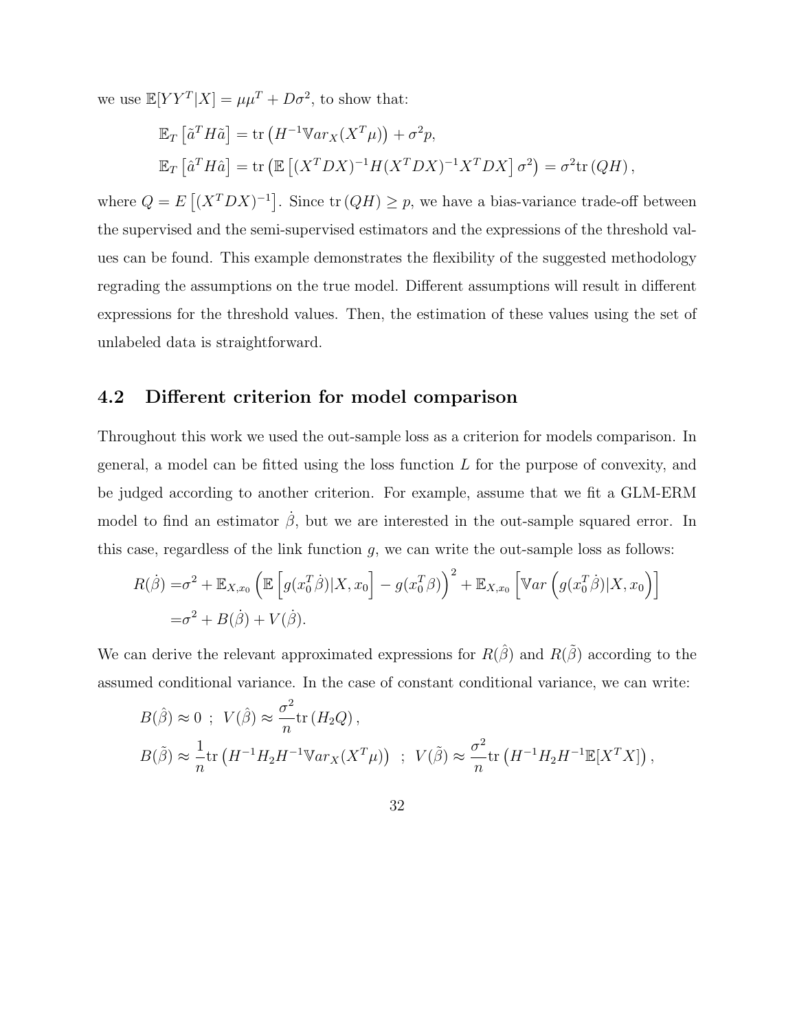we use $\mathbb{E}[YY^T|X] = \mu\mu^T + D\sigma^2$, to show that:

$$
\begin{aligned}
\mathbb{E}_T\left[\tilde{a}^T H \tilde{a}\right] &= \operatorname{tr}\left(H^{-1}\mathbb{V}ar_X(X^T\mu)\right) + \sigma^2 p, \\
\mathbb{E}_T\left[\hat{a}^T H \hat{a}\right] &= \operatorname{tr}\left(\mathbb{E}\left[(X^TDX)^{-1}H(X^TDX)^{-1}X^TDX\right]\sigma^2\right) = \sigma^2 \operatorname{tr}\left(QH\right),
\end{aligned}
$$

where $Q = E\left[(X^TDX)^{-1}\right]$. Since $\operatorname{tr}(QH) \geq p$, we have a bias-variance trade-off between the supervised and the semi-supervised estimators and the expressions of the threshold values can be found. This example demonstrates the flexibility of the suggested methodology regrading the assumptions on the true model. Different assumptions will result in different expressions for the threshold values. Then, the estimation of these values using the set of unlabeled data is straightforward.

## 4.2 Different criterion for model comparison

Throughout this work we used the out-sample loss as a criterion for models comparison. In general, a model can be fitted using the loss function $L$ for the purpose of convexity, and be judged according to another criterion. For example, assume that we fit a GLM-ERM model to find an estimator $\dot{\beta}$, but we are interested in the out-sample squared error. In this case, regardless of the link function $g$, we can write the out-sample loss as follows:

$$
\begin{aligned}
R(\dot{\beta}) =& \sigma^2 + \mathbb{E}_{X,x_0}\left(\mathbb{E}\left[g(x_0^T\dot{\beta})|X,x_0\right] - g(x_0^T\beta)\right)^2 + \mathbb{E}_{X,x_0}\left[\mathbb{V}ar\left(g(x_0^T\dot{\beta})|X,x_0\right)\right] \\
=& \sigma^2 + B(\dot{\beta}) + V(\dot{\beta}).
\end{aligned}
$$

We can derive the relevant approximated expressions for $R(\hat{\beta})$ and $R(\tilde{\beta})$ according to the assumed conditional variance. In the case of constant conditional variance, we can write:

$$
\begin{aligned}
& B(\hat{\beta}) \approx 0 \;\; ; \;\; V(\hat{\beta}) \approx \frac{\sigma^2}{n}\operatorname{tr}\left(H_2 Q\right), \\
& B(\tilde{\beta}) \approx \frac{1}{n}\operatorname{tr}\left(H^{-1}H_2H^{-1}\mathbb{V}ar_X(X^T\mu)\right) \;\; ; \;\; V(\tilde{\beta}) \approx \frac{\sigma^2}{n}\operatorname{tr}\left(H^{-1}H_2H^{-1}\mathbb{E}[X^TX]\right),
\end{aligned}
$$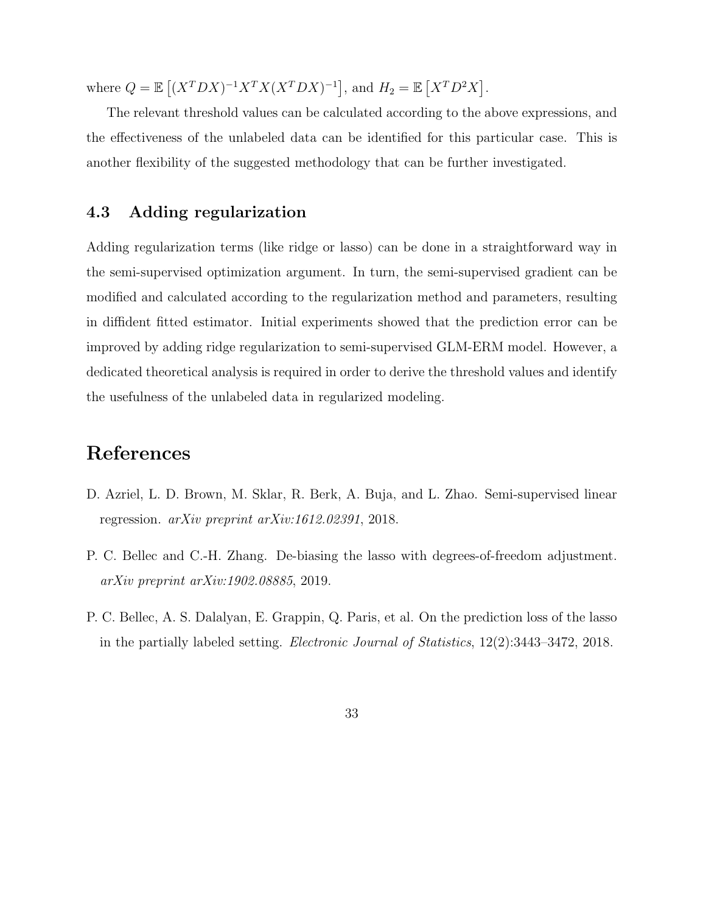where $Q = \mathbb{E}\left[(X^T DX)^{-1} X^T X (X^T DX)^{-1}\right]$, and $H_2 = \mathbb{E}\left[X^T D^2 X\right]$.

The relevant threshold values can be calculated according to the above expressions, and the effectiveness of the unlabeled data can be identified for this particular case. This is another flexibility of the suggested methodology that can be further investigated.

### 4.3 Adding regularization

Adding regularization terms (like ridge or lasso) can be done in a straightforward way in the semi-supervised optimization argument. In turn, the semi-supervised gradient can be modified and calculated according to the regularization method and parameters, resulting in diffident fitted estimator. Initial experiments showed that the prediction error can be improved by adding ridge regularization to semi-supervised GLM-ERM model. However, a dedicated theoretical analysis is required in order to derive the threshold values and identify the usefulness of the unlabeled data in regularized modeling.

## References

D. Azriel, L. D. Brown, M. Sklar, R. Berk, A. Buja, and L. Zhao. Semi-supervised linear regression. *arXiv preprint arXiv:1612.02391*, 2018.

P. C. Bellec and C.-H. Zhang. De-biasing the lasso with degrees-of-freedom adjustment. *arXiv preprint arXiv:1902.08885*, 2019.

P. C. Bellec, A. S. Dalalyan, E. Grappin, Q. Paris, et al. On the prediction loss of the lasso in the partially labeled setting. *Electronic Journal of Statistics*, 12(2):3443–3472, 2018.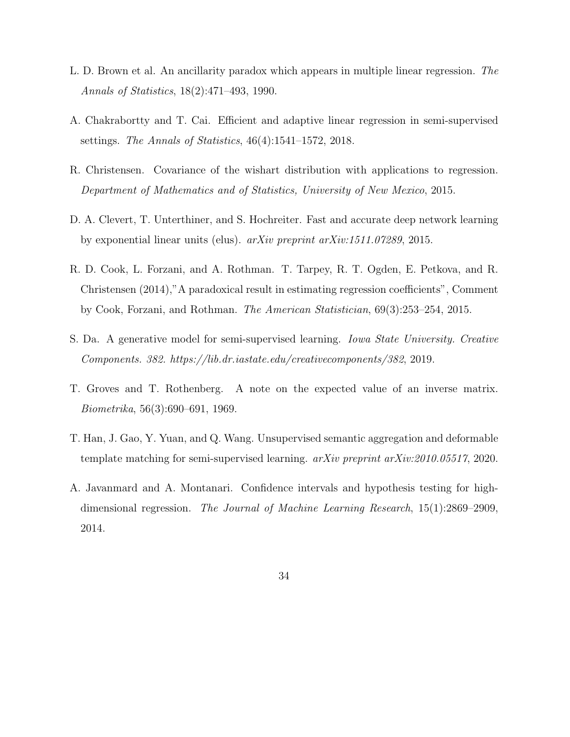L. D. Brown et al. An ancillarity paradox which appears in multiple linear regression. *The Annals of Statistics*, 18(2):471–493, 1990.

A. Chakrabortty and T. Cai. Efficient and adaptive linear regression in semi-supervised settings. *The Annals of Statistics*, 46(4):1541–1572, 2018.

R. Christensen. Covariance of the wishart distribution with applications to regression. *Department of Mathematics and of Statistics, University of New Mexico*, 2015.

D. A. Clevert, T. Unterthiner, and S. Hochreiter. Fast and accurate deep network learning by exponential linear units (elus). *arXiv preprint arXiv:1511.07289*, 2015.

R. D. Cook, L. Forzani, and A. Rothman. T. Tarpey, R. T. Ogden, E. Petkova, and R. Christensen (2014),"A paradoxical result in estimating regression coefficients", Comment by Cook, Forzani, and Rothman. *The American Statistician*, 69(3):253–254, 2015.

S. Da. A generative model for semi-supervised learning. *Iowa State University. Creative Components. 382. https://lib.dr.iastate.edu/creativecomponents/382*, 2019.

T. Groves and T. Rothenberg. A note on the expected value of an inverse matrix. *Biometrika*, 56(3):690–691, 1969.

T. Han, J. Gao, Y. Yuan, and Q. Wang. Unsupervised semantic aggregation and deformable template matching for semi-supervised learning. *arXiv preprint arXiv:2010.05517*, 2020.

A. Javanmard and A. Montanari. Confidence intervals and hypothesis testing for high-dimensional regression. *The Journal of Machine Learning Research*, 15(1):2869–2909, 2014.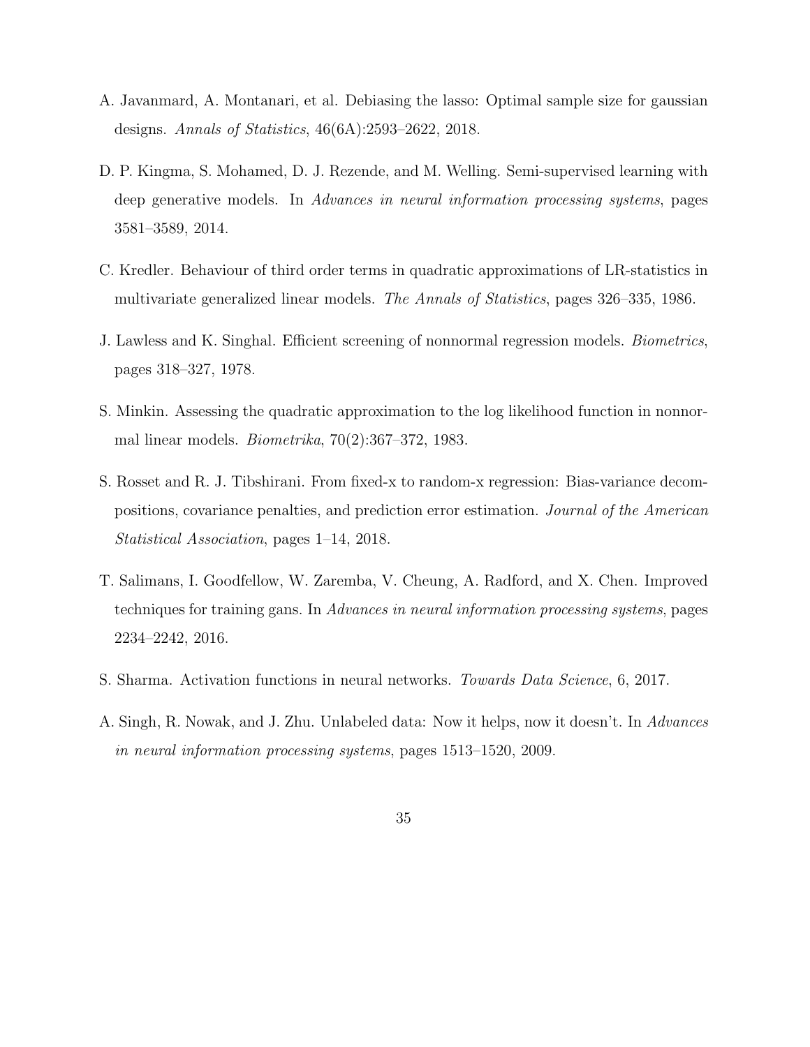A. Javanmard, A. Montanari, et al. Debiasing the lasso: Optimal sample size for gaussian designs. *Annals of Statistics*, 46(6A):2593–2622, 2018.

D. P. Kingma, S. Mohamed, D. J. Rezende, and M. Welling. Semi-supervised learning with deep generative models. In *Advances in neural information processing systems*, pages 3581–3589, 2014.

C. Kredler. Behaviour of third order terms in quadratic approximations of LR-statistics in multivariate generalized linear models. *The Annals of Statistics*, pages 326–335, 1986.

J. Lawless and K. Singhal. Efficient screening of nonnormal regression models. *Biometrics*, pages 318–327, 1978.

S. Minkin. Assessing the quadratic approximation to the log likelihood function in nonnormal linear models. *Biometrika*, 70(2):367–372, 1983.

S. Rosset and R. J. Tibshirani. From fixed-x to random-x regression: Bias-variance decompositions, covariance penalties, and prediction error estimation. *Journal of the American Statistical Association*, pages 1–14, 2018.

T. Salimans, I. Goodfellow, W. Zaremba, V. Cheung, A. Radford, and X. Chen. Improved techniques for training gans. In *Advances in neural information processing systems*, pages 2234–2242, 2016.

S. Sharma. Activation functions in neural networks. *Towards Data Science*, 6, 2017.

A. Singh, R. Nowak, and J. Zhu. Unlabeled data: Now it helps, now it doesn't. In *Advances in neural information processing systems*, pages 1513–1520, 2009.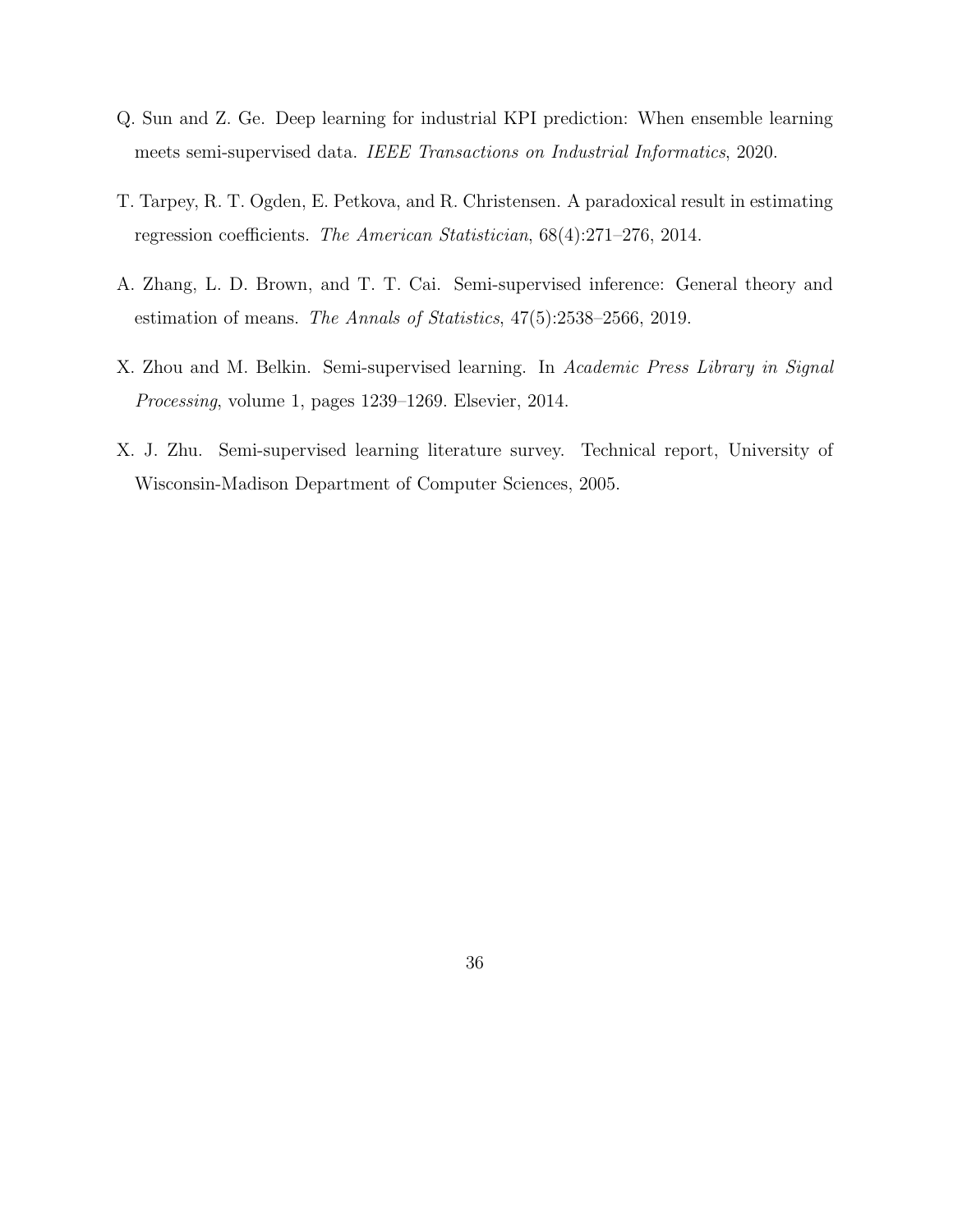Q. Sun and Z. Ge. Deep learning for industrial KPI prediction: When ensemble learning meets semi-supervised data. *IEEE Transactions on Industrial Informatics*, 2020.

T. Tarpey, R. T. Ogden, E. Petkova, and R. Christensen. A paradoxical result in estimating regression coefficients. *The American Statistician*, 68(4):271–276, 2014.

A. Zhang, L. D. Brown, and T. T. Cai. Semi-supervised inference: General theory and estimation of means. *The Annals of Statistics*, 47(5):2538–2566, 2019.

X. Zhou and M. Belkin. Semi-supervised learning. In *Academic Press Library in Signal Processing*, volume 1, pages 1239–1269. Elsevier, 2014.

X. J. Zhu. Semi-supervised learning literature survey. Technical report, University of Wisconsin-Madison Department of Computer Sciences, 2005.